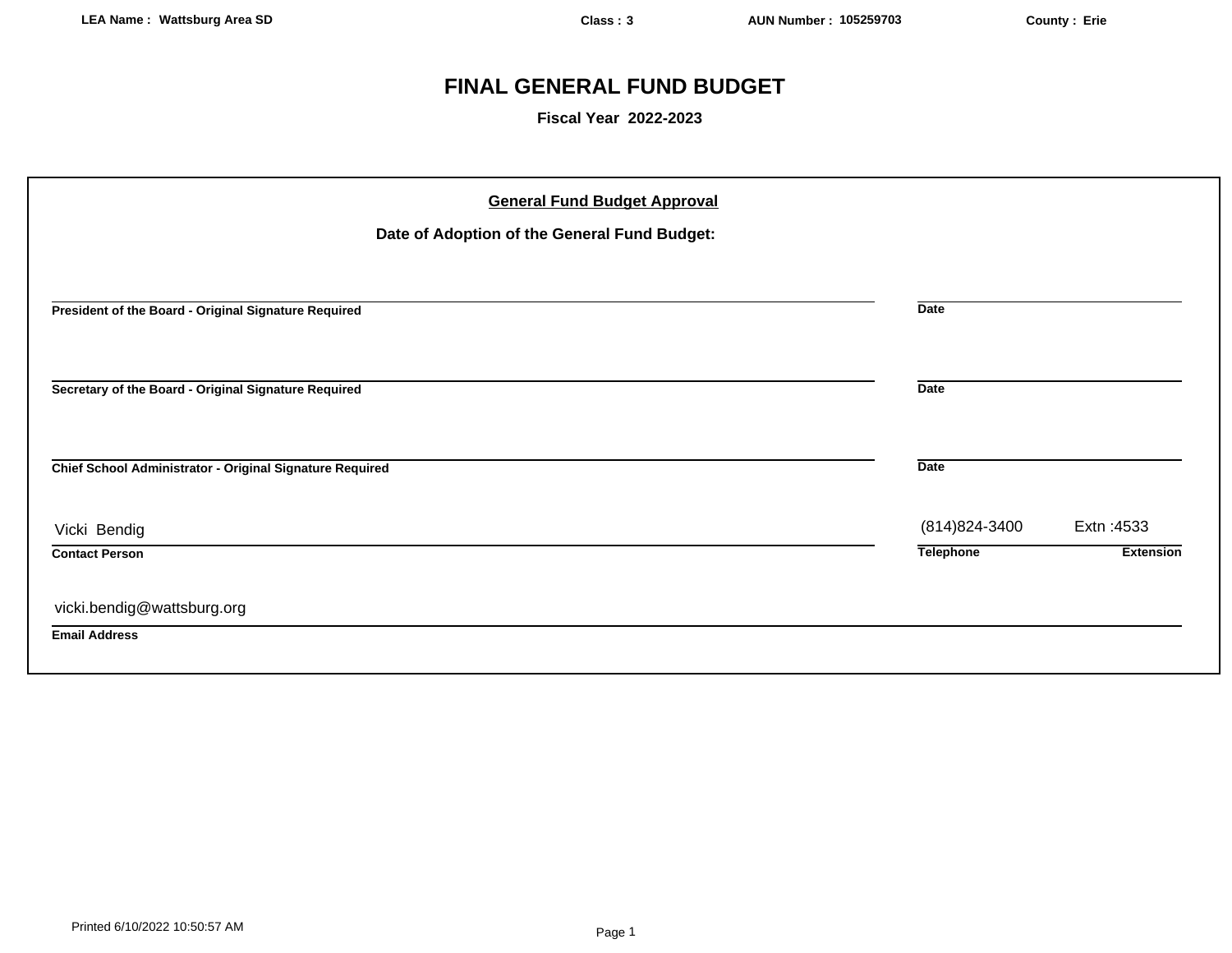LEA Name : Wattsburg Area SD | Class : 3 | AUN Number : 105259703 | County : Erie

# FINAL GENERAL FUND BUDGET

**Fiscal Year 2022-2023**

## General Fund Budget Approval

**Date of Adoption of the General Fund Budget:**

____________________________________________
**President of the Board - Original Signature Required**

____________________
**Date**

____________________________________________
**Secretary of the Board - Original Signature Required**

____________________
**Date**

____________________________________________
**Chief School Administrator - Original Signature Required**

____________________
**Date**

Vicki Bendig
**Contact Person**

(814)824-3400
**Telephone**

Extn :4533
**Extension**

vicki.bendig@wattsburg.org
**Email Address**

Printed 6/10/2022 10:50:57 AM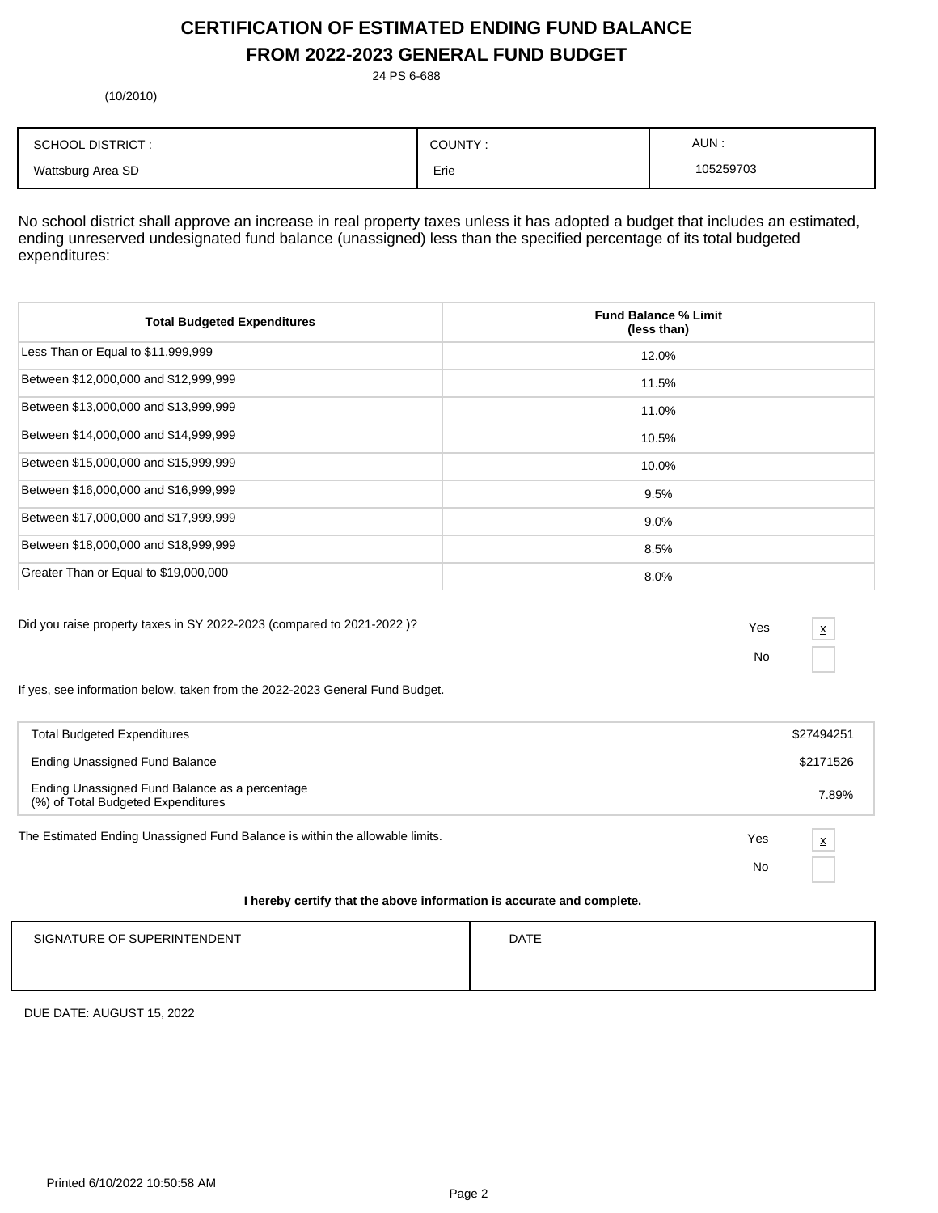# CERTIFICATION OF ESTIMATED ENDING FUND BALANCE FROM 2022-2023 GENERAL FUND BUDGET

24 PS 6-688

(10/2010)

| SCHOOL DISTRICT : | COUNTY : | AUN : |
|---|---|---|
| Wattsburg Area SD | Erie | 105259703 |

No school district shall approve an increase in real property taxes unless it has adopted a budget that includes an estimated, ending unreserved undesignated fund balance (unassigned) less than the specified percentage of its total budgeted expenditures:

| Total Budgeted Expenditures | Fund Balance % Limit (less than) |
|---|---|
| Less Than or Equal to $11,999,999 | 12.0% |
| Between $12,000,000 and $12,999,999 | 11.5% |
| Between $13,000,000 and $13,999,999 | 11.0% |
| Between $14,000,000 and $14,999,999 | 10.5% |
| Between $15,000,000 and $15,999,999 | 10.0% |
| Between $16,000,000 and $16,999,999 | 9.5% |
| Between $17,000,000 and $17,999,999 | 9.0% |
| Between $18,000,000 and $18,999,999 | 8.5% |
| Greater Than or Equal to $19,000,000 | 8.0% |

Did you raise property taxes in SY 2022-2023 (compared to 2021-2022 )?

Yes [x]

No [ ]

If yes, see information below, taken from the 2022-2023 General Fund Budget.

| | |
|---|---|
| Total Budgeted Expenditures | $27494251 |
| Ending Unassigned Fund Balance | $2171526 |
| Ending Unassigned Fund Balance as a percentage (%) of Total Budgeted Expenditures | 7.89% |

The Estimated Ending Unassigned Fund Balance is within the allowable limits.

Yes [x]

No [ ]

**I hereby certify that the above information is accurate and complete.**

| SIGNATURE OF SUPERINTENDENT | DATE |
|---|---|
| | |

DUE DATE: AUGUST 15, 2022

Printed 6/10/2022 10:50:58 AM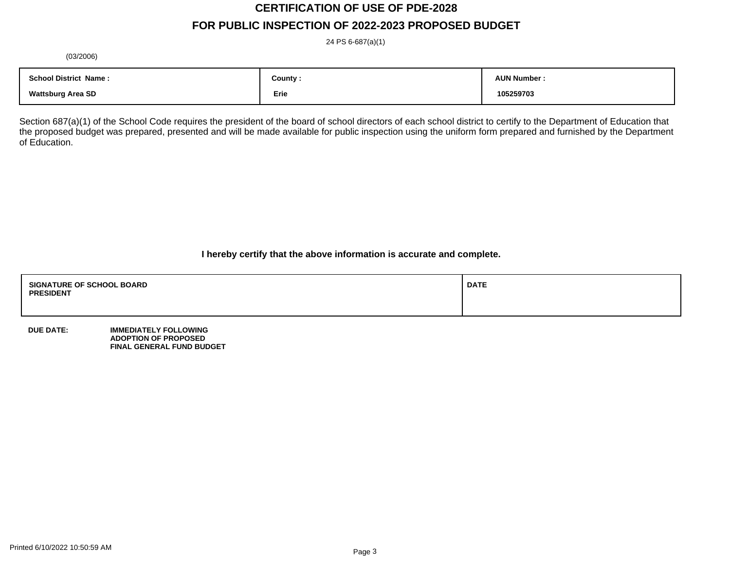# CERTIFICATION OF USE OF PDE-2028

## FOR PUBLIC INSPECTION OF 2022-2023 PROPOSED BUDGET

24 PS 6-687(a)(1)

(03/2006)

| School District Name : | County : | AUN Number : |
|---|---|---|
| Wattsburg Area SD | Erie | 105259703 |

Section 687(a)(1) of the School Code requires the president of the board of school directors of each school district to certify to the Department of Education that the proposed budget was prepared, presented and will be made available for public inspection using the uniform form prepared and furnished by the Department of Education.

**I hereby certify that the above information is accurate and complete.**

| SIGNATURE OF SCHOOL BOARD PRESIDENT | DATE |
|---|---|
| | |

**DUE DATE:** **IMMEDIATELY FOLLOWING ADOPTION OF PROPOSED FINAL GENERAL FUND BUDGET**

Printed 6/10/2022 10:50:59 AM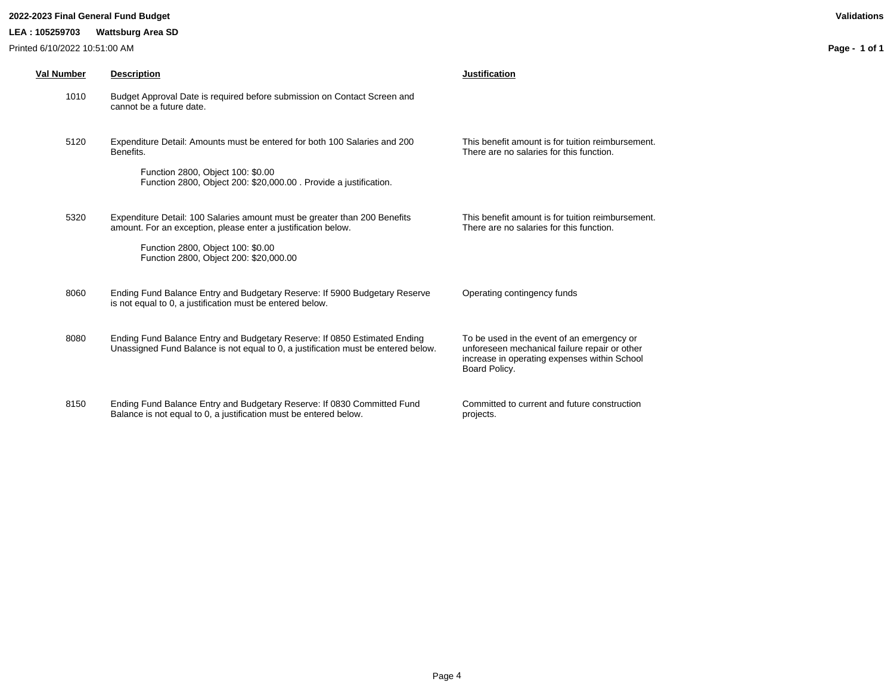**2022-2023 Final General Fund Budget**

**LEA : 105259703 Wattsburg Area SD**

Printed 6/10/2022 10:51:00 AM

**Validations**

| Val Number | Description | Justification |
|---|---|---|
| 1010 | Budget Approval Date is required before submission on Contact Screen and cannot be a future date. | |
| 5120 | Expenditure Detail: Amounts must be entered for both 100 Salaries and 200 Benefits.<br><br>Function 2800, Object 100: $0.00<br>Function 2800, Object 200: $20,000.00 . Provide a justification. | This benefit amount is for tuition reimbursement. There are no salaries for this function. |
| 5320 | Expenditure Detail: 100 Salaries amount must be greater than 200 Benefits amount. For an exception, please enter a justification below.<br><br>Function 2800, Object 100: $0.00<br>Function 2800, Object 200: $20,000.00 | This benefit amount is for tuition reimbursement. There are no salaries for this function. |
| 8060 | Ending Fund Balance Entry and Budgetary Reserve: If 5900 Budgetary Reserve is not equal to 0, a justification must be entered below. | Operating contingency funds |
| 8080 | Ending Fund Balance Entry and Budgetary Reserve: If 0850 Estimated Ending Unassigned Fund Balance is not equal to 0, a justification must be entered below. | To be used in the event of an emergency or unforeseen mechanical failure repair or other increase in operating expenses within School Board Policy. |
| 8150 | Ending Fund Balance Entry and Budgetary Reserve: If 0830 Committed Fund Balance is not equal to 0, a justification must be entered below. | Committed to current and future construction projects. |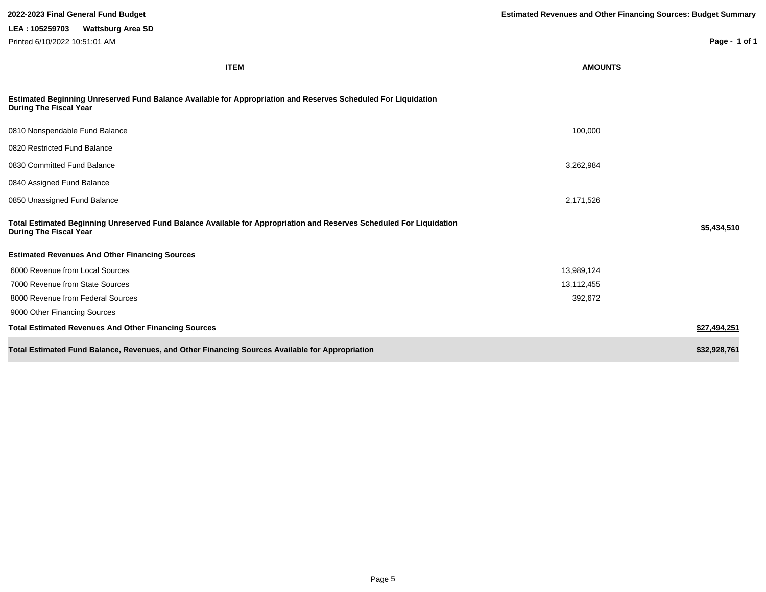**2022-2023 Final General Fund Budget**

**Estimated Revenues and Other Financing Sources: Budget Summary**

**LEA : 105259703 Wattsburg Area SD**

Printed 6/10/2022 10:51:01 AM

| ITEM | AMOUNTS | |
|---|---|---|
| **Estimated Beginning Unreserved Fund Balance Available for Appropriation and Reserves Scheduled For Liquidation During The Fiscal Year** | | |
| 0810 Nonspendable Fund Balance | 100,000 | |
| 0820 Restricted Fund Balance | | |
| 0830 Committed Fund Balance | 3,262,984 | |
| 0840 Assigned Fund Balance | | |
| 0850 Unassigned Fund Balance | 2,171,526 | |
| **Total Estimated Beginning Unreserved Fund Balance Available for Appropriation and Reserves Scheduled For Liquidation During The Fiscal Year** | | **$5,434,510** |
| **Estimated Revenues And Other Financing Sources** | | |
| 6000 Revenue from Local Sources | 13,989,124 | |
| 7000 Revenue from State Sources | 13,112,455 | |
| 8000 Revenue from Federal Sources | 392,672 | |
| 9000 Other Financing Sources | | |
| **Total Estimated Revenues And Other Financing Sources** | | **$27,494,251** |
| **Total Estimated Fund Balance, Revenues, and Other Financing Sources Available for Appropriation** | | **$32,928,761** |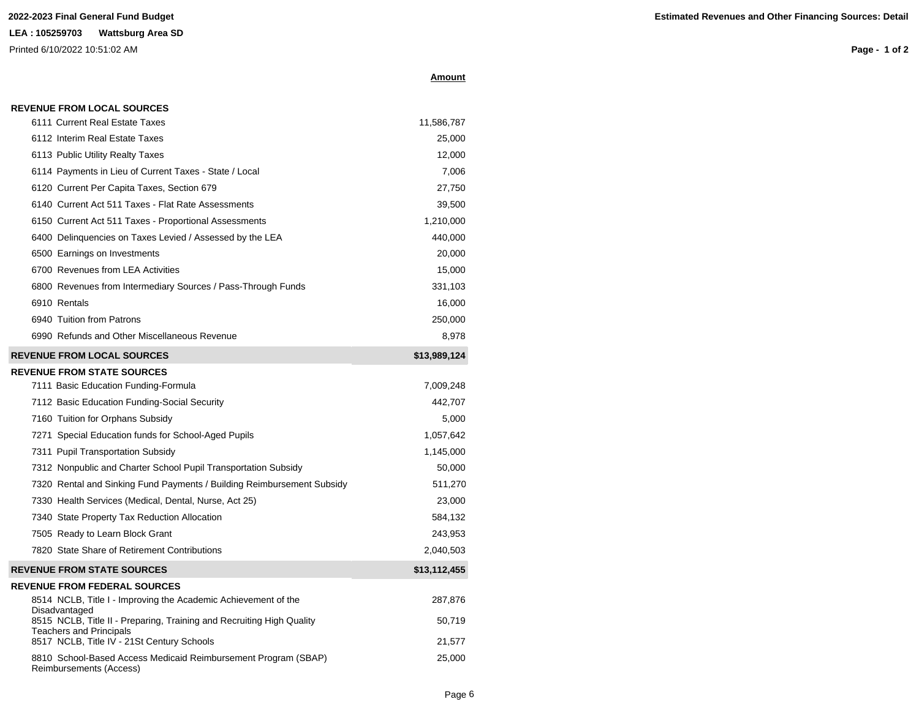**2022-2023 Final General Fund Budget**

**LEA : 105259703 Wattsburg Area SD**

Printed 6/10/2022 10:51:02 AM

**Estimated Revenues and Other Financing Sources: Detail**

| | **Amount** |
|---|---|
| **REVENUE FROM LOCAL SOURCES** | |
| 6111 Current Real Estate Taxes | 11,586,787 |
| 6112 Interim Real Estate Taxes | 25,000 |
| 6113 Public Utility Realty Taxes | 12,000 |
| 6114 Payments in Lieu of Current Taxes - State / Local | 7,006 |
| 6120 Current Per Capita Taxes, Section 679 | 27,750 |
| 6140 Current Act 511 Taxes - Flat Rate Assessments | 39,500 |
| 6150 Current Act 511 Taxes - Proportional Assessments | 1,210,000 |
| 6400 Delinquencies on Taxes Levied / Assessed by the LEA | 440,000 |
| 6500 Earnings on Investments | 20,000 |
| 6700 Revenues from LEA Activities | 15,000 |
| 6800 Revenues from Intermediary Sources / Pass-Through Funds | 331,103 |
| 6910 Rentals | 16,000 |
| 6940 Tuition from Patrons | 250,000 |
| 6990 Refunds and Other Miscellaneous Revenue | 8,978 |
| **REVENUE FROM LOCAL SOURCES** | **$13,989,124** |
| **REVENUE FROM STATE SOURCES** | |
| 7111 Basic Education Funding-Formula | 7,009,248 |
| 7112 Basic Education Funding-Social Security | 442,707 |
| 7160 Tuition for Orphans Subsidy | 5,000 |
| 7271 Special Education funds for School-Aged Pupils | 1,057,642 |
| 7311 Pupil Transportation Subsidy | 1,145,000 |
| 7312 Nonpublic and Charter School Pupil Transportation Subsidy | 50,000 |
| 7320 Rental and Sinking Fund Payments / Building Reimbursement Subsidy | 511,270 |
| 7330 Health Services (Medical, Dental, Nurse, Act 25) | 23,000 |
| 7340 State Property Tax Reduction Allocation | 584,132 |
| 7505 Ready to Learn Block Grant | 243,953 |
| 7820 State Share of Retirement Contributions | 2,040,503 |
| **REVENUE FROM STATE SOURCES** | **$13,112,455** |
| **REVENUE FROM FEDERAL SOURCES** | |
| 8514 NCLB, Title I - Improving the Academic Achievement of the Disadvantaged | 287,876 |
| 8515 NCLB, Title II - Preparing, Training and Recruiting High Quality Teachers and Principals | 50,719 |
| 8517 NCLB, Title IV - 21St Century Schools | 21,577 |
| 8810 School-Based Access Medicaid Reimbursement Program (SBAP) Reimbursements (Access) | 25,000 |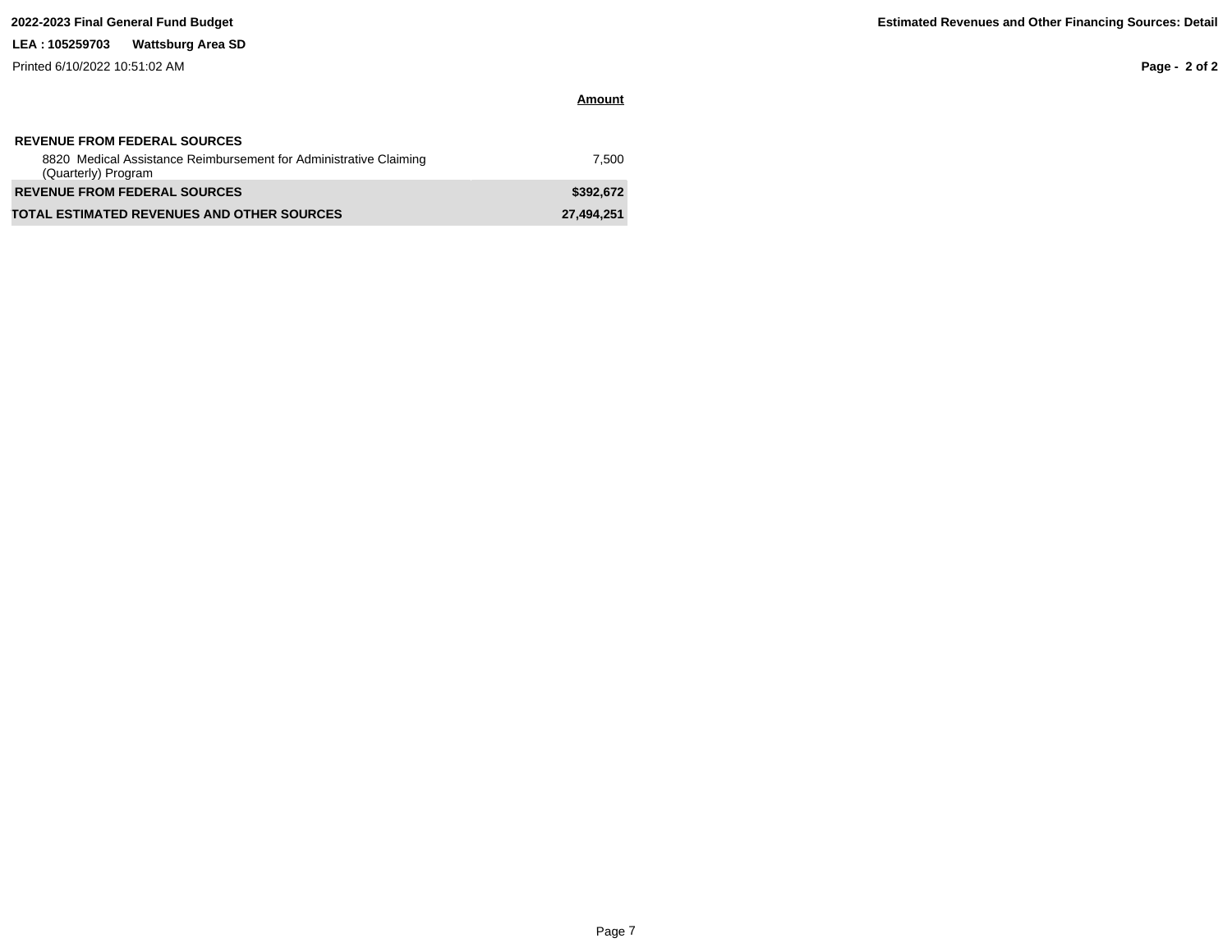**2022-2023 Final General Fund Budget**

**Estimated Revenues and Other Financing Sources: Detail**

**LEA : 105259703 Wattsburg Area SD**

Printed 6/10/2022 10:51:02 AM

| | **Amount** |
|---|---|
| **REVENUE FROM FEDERAL SOURCES** | |
| 8820 Medical Assistance Reimbursement for Administrative Claiming (Quarterly) Program | 7,500 |
| **REVENUE FROM FEDERAL SOURCES** | **$392,672** |
| **TOTAL ESTIMATED REVENUES AND OTHER SOURCES** | **27,494,251** |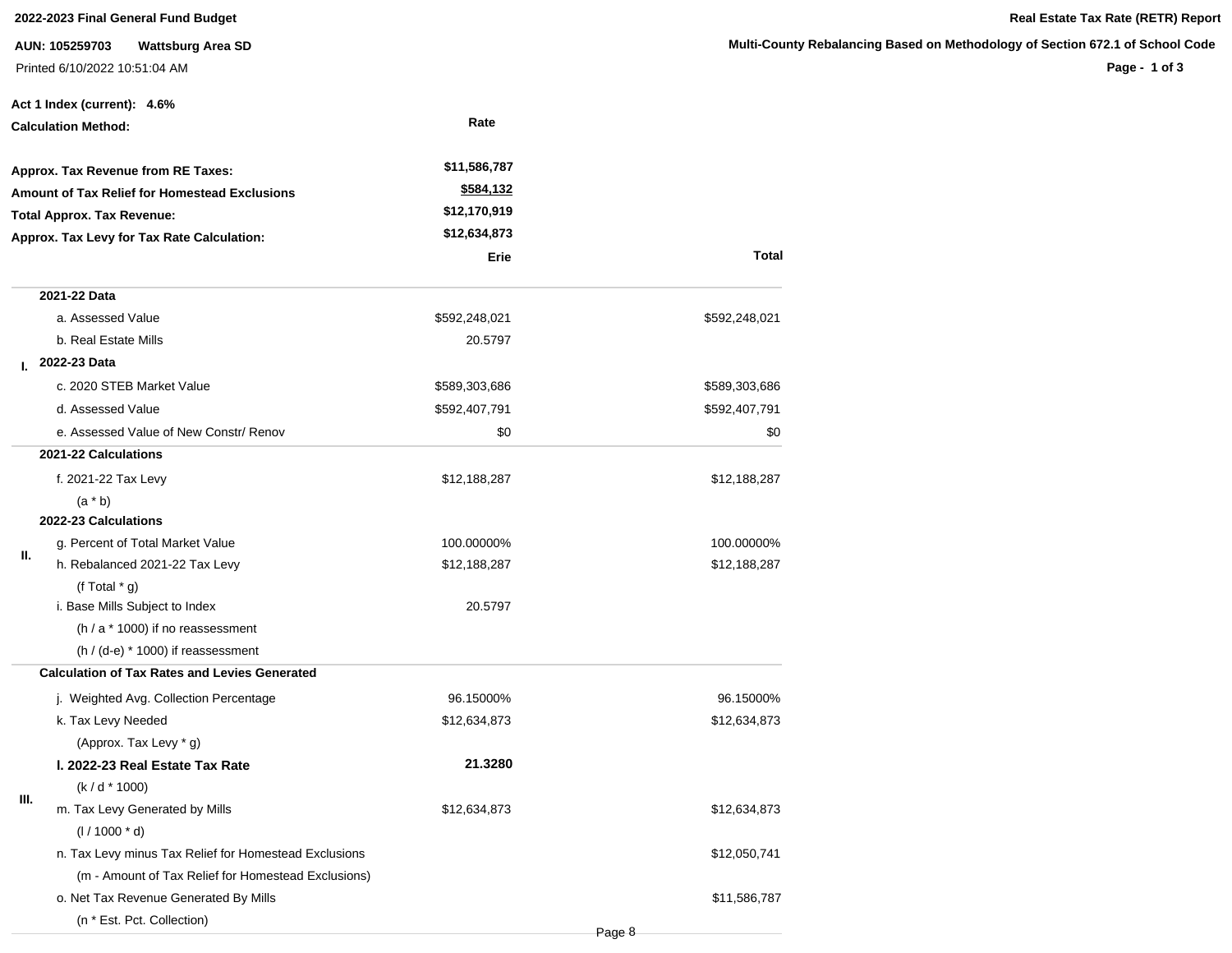**2022-2023 Final General Fund Budget**

**Real Estate Tax Rate (RETR) Report**

**AUN: 105259703 Wattsburg Area SD**

**Multi-County Rebalancing Based on Methodology of Section 672.1 of School Code**

Printed 6/10/2022 10:51:04 AM

**Act 1 Index (current): 4.6%**

| **Calculation Method:** | **Rate** |
|---|---|
| **Approx. Tax Revenue from RE Taxes:** | **$11,586,787** |
| **Amount of Tax Relief for Homestead Exclusions** | **$584,132** |
| **Total Approx. Tax Revenue:** | **$12,170,919** |
| **Approx. Tax Levy for Tax Rate Calculation:** | **$12,634,873** |

| | | **Erie** | **Total** |
|---|---|---|---|
| **I.** | **2021-22 Data** | | |
| | a. Assessed Value | $592,248,021 | $592,248,021 |
| | b. Real Estate Mills | 20.5797 | |
| | **2022-23 Data** | | |
| | c. 2020 STEB Market Value | $589,303,686 | $589,303,686 |
| | d. Assessed Value | $592,407,791 | $592,407,791 |
| | e. Assessed Value of New Constr/ Renov | $0 | $0 |
| **II.** | **2021-22 Calculations** | | |
| | f. 2021-22 Tax Levy | $12,188,287 | $12,188,287 |
| | (a * b) | | |
| | **2022-23 Calculations** | | |
| | g. Percent of Total Market Value | 100.00000% | 100.00000% |
| | h. Rebalanced 2021-22 Tax Levy | $12,188,287 | $12,188,287 |
| | (f Total * g) | | |
| | i. Base Mills Subject to Index | 20.5797 | |
| | (h / a * 1000) if no reassessment | | |
| | (h / (d-e) * 1000) if reassessment | | |
| **III.** | **Calculation of Tax Rates and Levies Generated** | | |
| | j. Weighted Avg. Collection Percentage | 96.15000% | 96.15000% |
| | k. Tax Levy Needed | $12,634,873 | $12,634,873 |
| | (Approx. Tax Levy * g) | | |
| | **l. 2022-23 Real Estate Tax Rate** | **21.3280** | |
| | (k / d * 1000) | | |
| | m. Tax Levy Generated by Mills | $12,634,873 | $12,634,873 |
| | (l / 1000 * d) | | |
| | n. Tax Levy minus Tax Relief for Homestead Exclusions | | $12,050,741 |
| | (m - Amount of Tax Relief for Homestead Exclusions) | | |
| | o. Net Tax Revenue Generated By Mills | | $11,586,787 |
| | (n * Est. Pct. Collection) | | |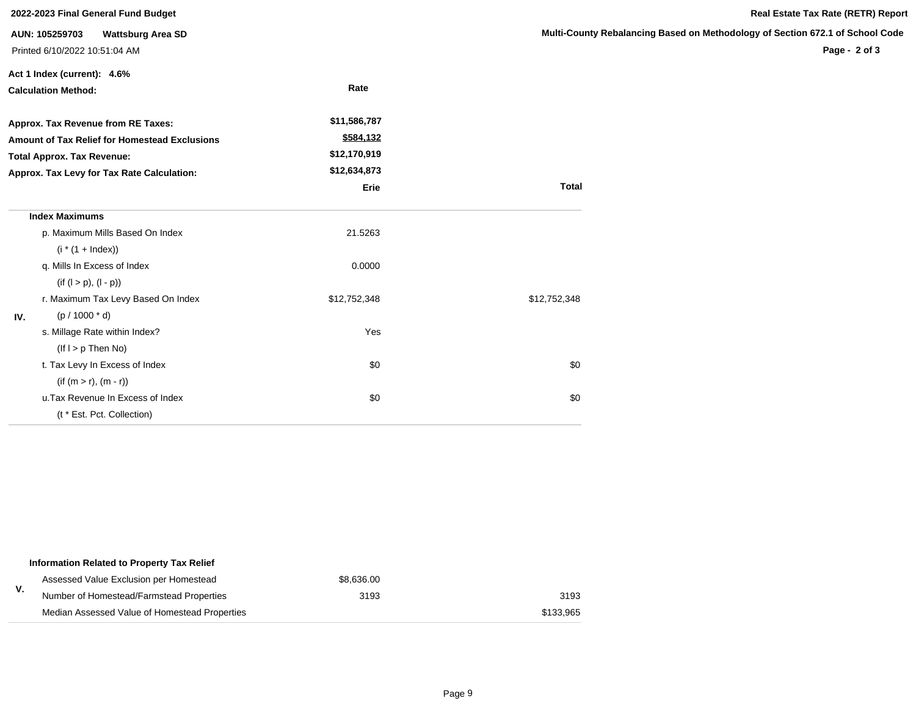**2022-2023 Final General Fund Budget**

**Real Estate Tax Rate (RETR) Report**

**AUN: 105259703 Wattsburg Area SD**

**Multi-County Rebalancing Based on Methodology of Section 672.1 of School Code**

Printed 6/10/2022 10:51:04 AM

**Act 1 Index (current): 4.6%**

**Calculation Method:** **Rate**

| | |
|---|---|
| **Approx. Tax Revenue from RE Taxes:** | **$11,586,787** |
| **Amount of Tax Relief for Homestead Exclusions** | **$584,132** |
| **Total Approx. Tax Revenue:** | **$12,170,919** |
| **Approx. Tax Levy for Tax Rate Calculation:** | **$12,634,873** |

| | | **Erie** | **Total** |
|---|---|---|---|
| | **Index Maximums** | | |
| | p. Maximum Mills Based On Index | 21.5263 | |
| | (i * (1 + Index)) | | |
| | q. Mills In Excess of Index | 0.0000 | |
| | (if (l > p), (l - p)) | | |
| | r. Maximum Tax Levy Based On Index | $12,752,348 | $12,752,348 |
| **IV.** | (p / 1000 * d) | | |
| | s. Millage Rate within Index? | Yes | |
| | (If l > p Then No) | | |
| | t. Tax Levy In Excess of Index | $0 | $0 |
| | (if (m > r), (m - r)) | | |
| | u.Tax Revenue In Excess of Index | $0 | $0 |
| | (t * Est. Pct. Collection) | | |

| | | | |
|---|---|---|---|
| | **Information Related to Property Tax Relief** | | |
| **V.** | Assessed Value Exclusion per Homestead | $8,636.00 | |
| | Number of Homestead/Farmstead Properties | 3193 | 3193 |
| | Median Assessed Value of Homestead Properties | | $133,965 |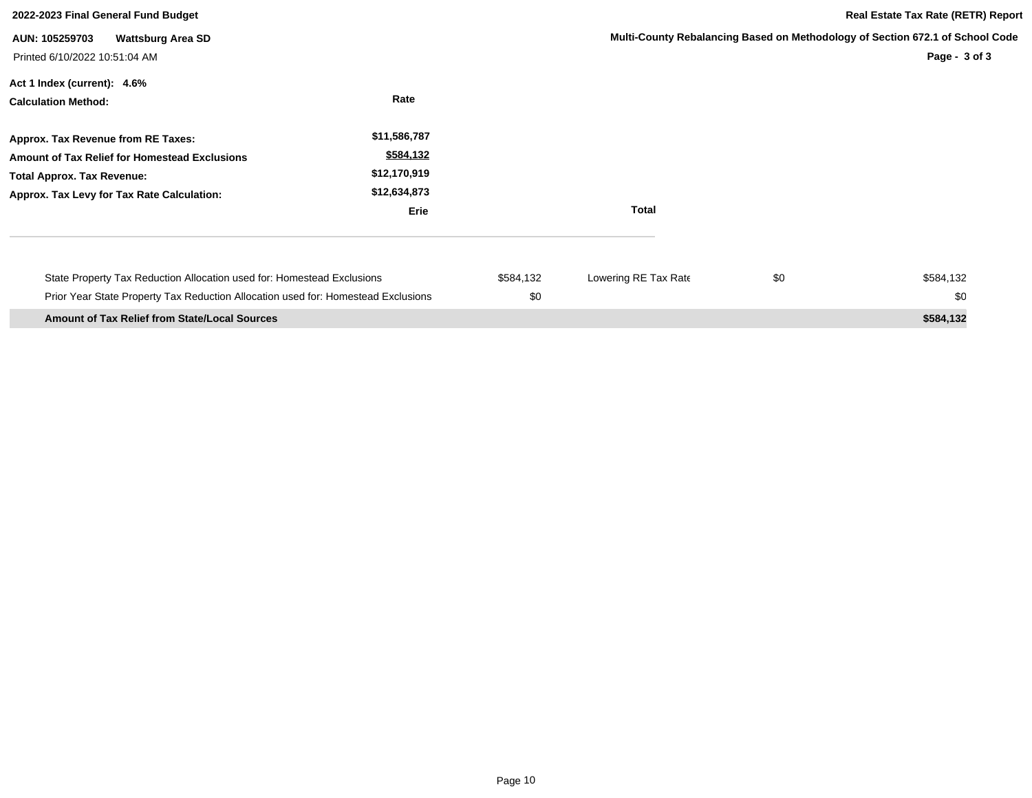**2022-2023 Final General Fund Budget**

**Real Estate Tax Rate (RETR) Report**

**AUN: 105259703 Wattsburg Area SD**

**Multi-County Rebalancing Based on Methodology of Section 672.1 of School Code**

Printed 6/10/2022 10:51:04 AM

**Act 1 Index (current): 4.6%**

| **Calculation Method:** | **Rate** | |
|---|---|---|
| **Approx. Tax Revenue from RE Taxes:** | **$11,586,787** | |
| **Amount of Tax Relief for Homestead Exclusions** | **$584,132** | |
| **Total Approx. Tax Revenue:** | **$12,170,919** | |
| **Approx. Tax Levy for Tax Rate Calculation:** | **$12,634,873** | |
| | **Erie** | **Total** |

| | | | | |
|---|---|---|---|---|
| State Property Tax Reduction Allocation used for: Homestead Exclusions | $584,132 | Lowering RE Tax Rate | $0 | $584,132 |
| Prior Year State Property Tax Reduction Allocation used for: Homestead Exclusions | $0 | | | $0 |
| **Amount of Tax Relief from State/Local Sources** | | | | **$584,132** |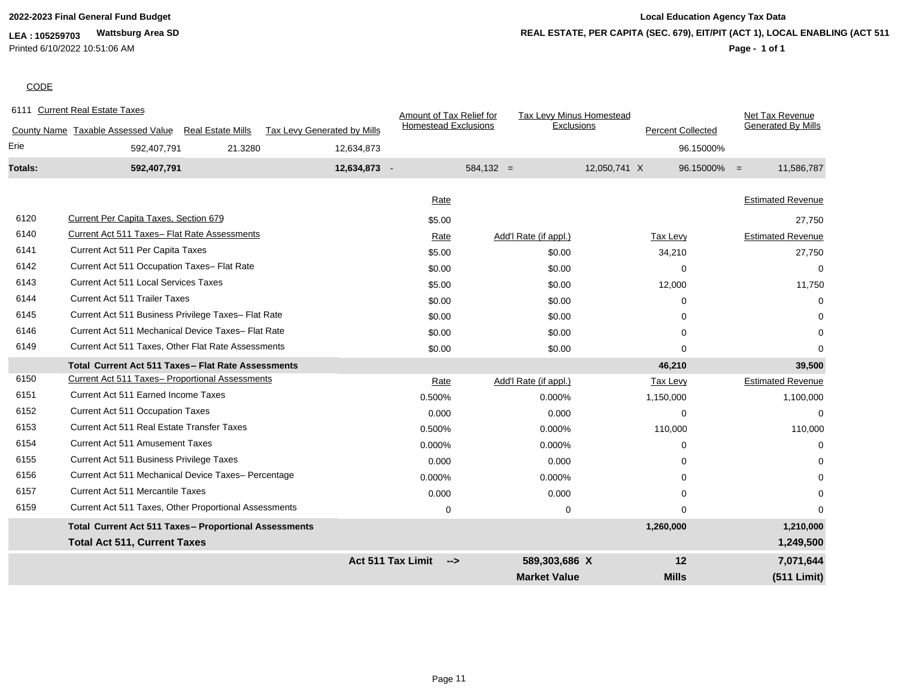2022-2023 Final General Fund Budget

**LEA : 105259703** **Wattsburg Area SD**

Printed 6/10/2022 10:51:06 AM

**Local Education Agency Tax Data**

**REAL ESTATE, PER CAPITA (SEC. 679), EIT/PIT (ACT 1), LOCAL ENABLING (ACT 511**

CODE

6111 Current Real Estate Taxes

| County Name | Taxable Assessed Value | Real Estate Mills | Tax Levy Generated by Mills | | Amount of Tax Relief for Homestead Exclusions | | Tax Levy Minus Homestead Exclusions | | Percent Collected | | Net Tax Revenue Generated By Mills |
|---|---|---|---|---|---|---|---|---|---|---|---|
| Erie | 592,407,791 | 21.3280 | 12,634,873 | | | | | | 96.15000% | | |
| **Totals:** | **592,407,791** | | **12,634,873** | - | 584,132 | = | 12,050,741 | X | 96.15000% | = | 11,586,787 |

| Code | Description | Rate | Add'l Rate (if appl.) | Tax Levy | Estimated Revenue |
|---|---|---|---|---|---|
| 6120 | Current Per Capita Taxes, Section 679 | $5.00 | | | 27,750 |
| 6140 | Current Act 511 Taxes– Flat Rate Assessments | Rate | Add'l Rate (if appl.) | Tax Levy | Estimated Revenue |
| 6141 | Current Act 511 Per Capita Taxes | $5.00 | $0.00 | 34,210 | 27,750 |
| 6142 | Current Act 511 Occupation Taxes– Flat Rate | $0.00 | $0.00 | 0 | 0 |
| 6143 | Current Act 511 Local Services Taxes | $5.00 | $0.00 | 12,000 | 11,750 |
| 6144 | Current Act 511 Trailer Taxes | $0.00 | $0.00 | 0 | 0 |
| 6145 | Current Act 511 Business Privilege Taxes– Flat Rate | $0.00 | $0.00 | 0 | 0 |
| 6146 | Current Act 511 Mechanical Device Taxes– Flat Rate | $0.00 | $0.00 | 0 | 0 |
| 6149 | Current Act 511 Taxes, Other Flat Rate Assessments | $0.00 | $0.00 | 0 | 0 |
| | **Total Current Act 511 Taxes– Flat Rate Assessments** | | | **46,210** | **39,500** |
| 6150 | Current Act 511 Taxes– Proportional Assessments | Rate | Add'l Rate (if appl.) | Tax Levy | Estimated Revenue |
| 6151 | Current Act 511 Earned Income Taxes | 0.500% | 0.000% | 1,150,000 | 1,100,000 |
| 6152 | Current Act 511 Occupation Taxes | 0.000 | 0.000 | 0 | 0 |
| 6153 | Current Act 511 Real Estate Transfer Taxes | 0.500% | 0.000% | 110,000 | 110,000 |
| 6154 | Current Act 511 Amusement Taxes | 0.000% | 0.000% | 0 | 0 |
| 6155 | Current Act 511 Business Privilege Taxes | 0.000 | 0.000 | 0 | 0 |
| 6156 | Current Act 511 Mechanical Device Taxes– Percentage | 0.000% | 0.000% | 0 | 0 |
| 6157 | Current Act 511 Mercantile Taxes | 0.000 | 0.000 | 0 | 0 |
| 6159 | Current Act 511 Taxes, Other Proportional Assessments | 0 | 0 | 0 | 0 |
| | **Total Current Act 511 Taxes– Proportional Assessments** | | | **1,260,000** | **1,210,000** |
| | **Total Act 511, Current Taxes** | | | | **1,249,500** |
| | | **Act 511 Tax Limit -->** | **589,303,686 X** | **12** | **7,071,644** |
| | | | **Market Value** | **Mills** | **(511 Limit)** |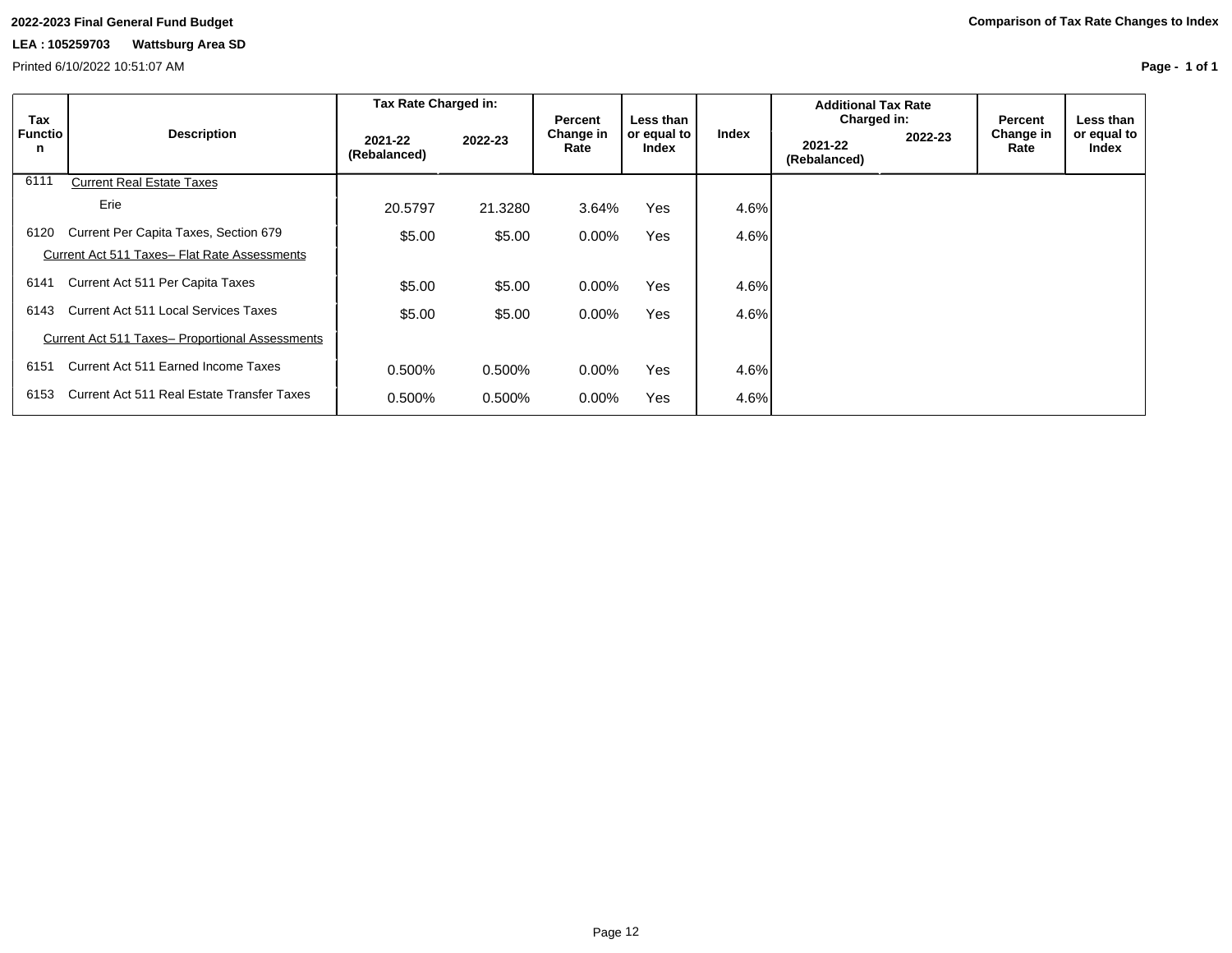**2022-2023 Final General Fund Budget**

**LEA : 105259703 Wattsburg Area SD**

Printed 6/10/2022 10:51:07 AM

**Comparison of Tax Rate Changes to Index**

| Tax Function | Description | Tax Rate Charged in: | | Percent Change in Rate | Less than or equal to Index | Index | Additional Tax Rate Charged in: | | Percent Change in Rate | Less than or equal to Index |
|---|---|---|---|---|---|---|---|---|---|---|
| | | 2021-22 (Rebalanced) | 2022-23 | | | | 2021-22 (Rebalanced) | 2022-23 | | |
| 6111 | Current Real Estate Taxes | | | | | | | | | |
| | Erie | 20.5797 | 21.3280 | 3.64% | Yes | 4.6% | | | | |
| 6120 | Current Per Capita Taxes, Section 679 | $5.00 | $5.00 | 0.00% | Yes | 4.6% | | | | |
| | Current Act 511 Taxes– Flat Rate Assessments | | | | | | | | | |
| 6141 | Current Act 511 Per Capita Taxes | $5.00 | $5.00 | 0.00% | Yes | 4.6% | | | | |
| 6143 | Current Act 511 Local Services Taxes | $5.00 | $5.00 | 0.00% | Yes | 4.6% | | | | |
| | Current Act 511 Taxes– Proportional Assessments | | | | | | | | | |
| 6151 | Current Act 511 Earned Income Taxes | 0.500% | 0.500% | 0.00% | Yes | 4.6% | | | | |
| 6153 | Current Act 511 Real Estate Transfer Taxes | 0.500% | 0.500% | 0.00% | Yes | 4.6% | | | | |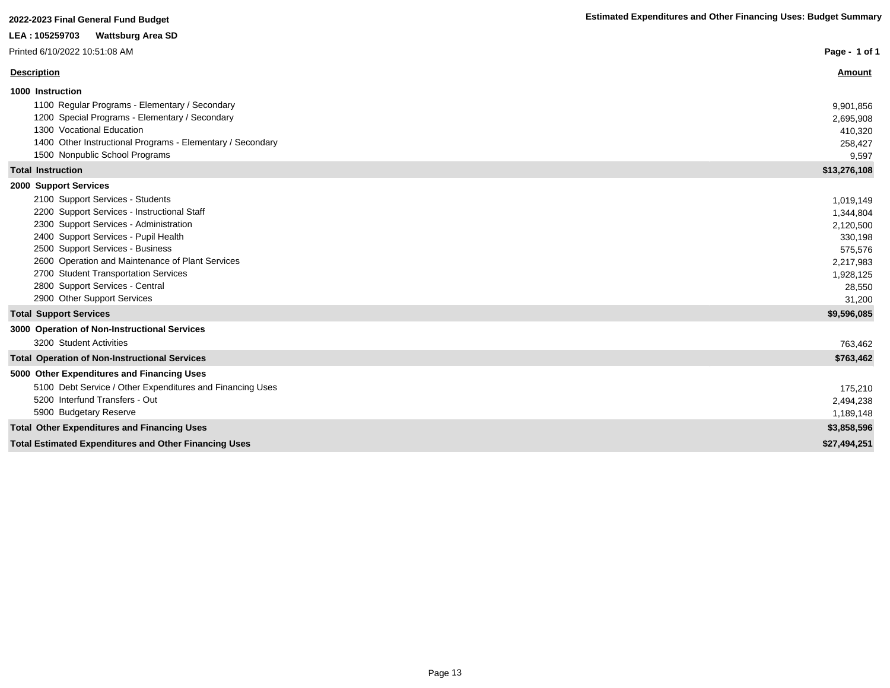**2022-2023 Final General Fund Budget**

**Estimated Expenditures and Other Financing Uses: Budget Summary**

**LEA : 105259703 Wattsburg Area SD**

Printed 6/10/2022 10:51:08 AM

| Description | Amount |
|---|---|
| **1000 Instruction** | |
| 1100 Regular Programs - Elementary / Secondary | 9,901,856 |
| 1200 Special Programs - Elementary / Secondary | 2,695,908 |
| 1300 Vocational Education | 410,320 |
| 1400 Other Instructional Programs - Elementary / Secondary | 258,427 |
| 1500 Nonpublic School Programs | 9,597 |
| **Total Instruction** | **$13,276,108** |
| **2000 Support Services** | |
| 2100 Support Services - Students | 1,019,149 |
| 2200 Support Services - Instructional Staff | 1,344,804 |
| 2300 Support Services - Administration | 2,120,500 |
| 2400 Support Services - Pupil Health | 330,198 |
| 2500 Support Services - Business | 575,576 |
| 2600 Operation and Maintenance of Plant Services | 2,217,983 |
| 2700 Student Transportation Services | 1,928,125 |
| 2800 Support Services - Central | 28,550 |
| 2900 Other Support Services | 31,200 |
| **Total Support Services** | **$9,596,085** |
| **3000 Operation of Non-Instructional Services** | |
| 3200 Student Activities | 763,462 |
| **Total Operation of Non-Instructional Services** | **$763,462** |
| **5000 Other Expenditures and Financing Uses** | |
| 5100 Debt Service / Other Expenditures and Financing Uses | 175,210 |
| 5200 Interfund Transfers - Out | 2,494,238 |
| 5900 Budgetary Reserve | 1,189,148 |
| **Total Other Expenditures and Financing Uses** | **$3,858,596** |
| **Total Estimated Expenditures and Other Financing Uses** | **$27,494,251** |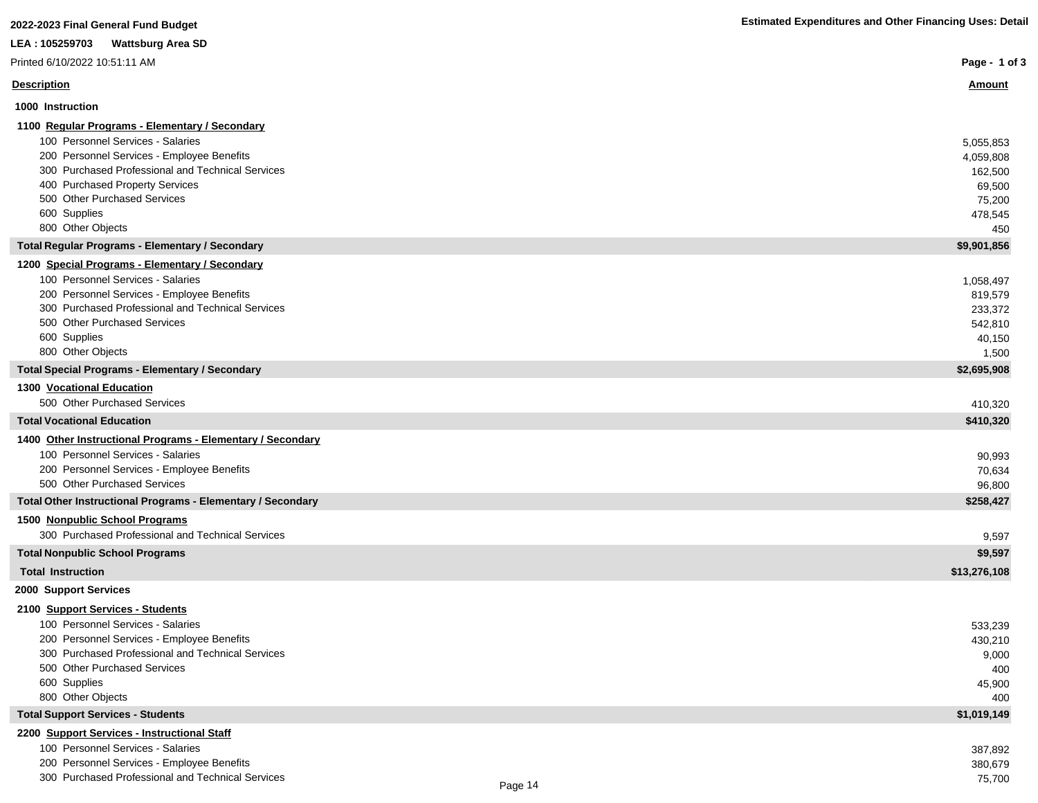**2022-2023 Final General Fund Budget**

**Estimated Expenditures and Other Financing Uses: Detail**

**LEA : 105259703 Wattsburg Area SD**

Printed 6/10/2022 10:51:11 AM

| Description | Amount |
|---|---|
| **1000 Instruction** | |
| **1100 Regular Programs - Elementary / Secondary** | |
| 100 Personnel Services - Salaries | 5,055,853 |
| 200 Personnel Services - Employee Benefits | 4,059,808 |
| 300 Purchased Professional and Technical Services | 162,500 |
| 400 Purchased Property Services | 69,500 |
| 500 Other Purchased Services | 75,200 |
| 600 Supplies | 478,545 |
| 800 Other Objects | 450 |
| **Total Regular Programs - Elementary / Secondary** | **$9,901,856** |
| **1200 Special Programs - Elementary / Secondary** | |
| 100 Personnel Services - Salaries | 1,058,497 |
| 200 Personnel Services - Employee Benefits | 819,579 |
| 300 Purchased Professional and Technical Services | 233,372 |
| 500 Other Purchased Services | 542,810 |
| 600 Supplies | 40,150 |
| 800 Other Objects | 1,500 |
| **Total Special Programs - Elementary / Secondary** | **$2,695,908** |
| **1300 Vocational Education** | |
| 500 Other Purchased Services | 410,320 |
| **Total Vocational Education** | **$410,320** |
| **1400 Other Instructional Programs - Elementary / Secondary** | |
| 100 Personnel Services - Salaries | 90,993 |
| 200 Personnel Services - Employee Benefits | 70,634 |
| 500 Other Purchased Services | 96,800 |
| **Total Other Instructional Programs - Elementary / Secondary** | **$258,427** |
| **1500 Nonpublic School Programs** | |
| 300 Purchased Professional and Technical Services | 9,597 |
| **Total Nonpublic School Programs** | **$9,597** |
| **Total Instruction** | **$13,276,108** |
| **2000 Support Services** | |
| **2100 Support Services - Students** | |
| 100 Personnel Services - Salaries | 533,239 |
| 200 Personnel Services - Employee Benefits | 430,210 |
| 300 Purchased Professional and Technical Services | 9,000 |
| 500 Other Purchased Services | 400 |
| 600 Supplies | 45,900 |
| 800 Other Objects | 400 |
| **Total Support Services - Students** | **$1,019,149** |
| **2200 Support Services - Instructional Staff** | |
| 100 Personnel Services - Salaries | 387,892 |
| 200 Personnel Services - Employee Benefits | 380,679 |
| 300 Purchased Professional and Technical Services | 75,700 |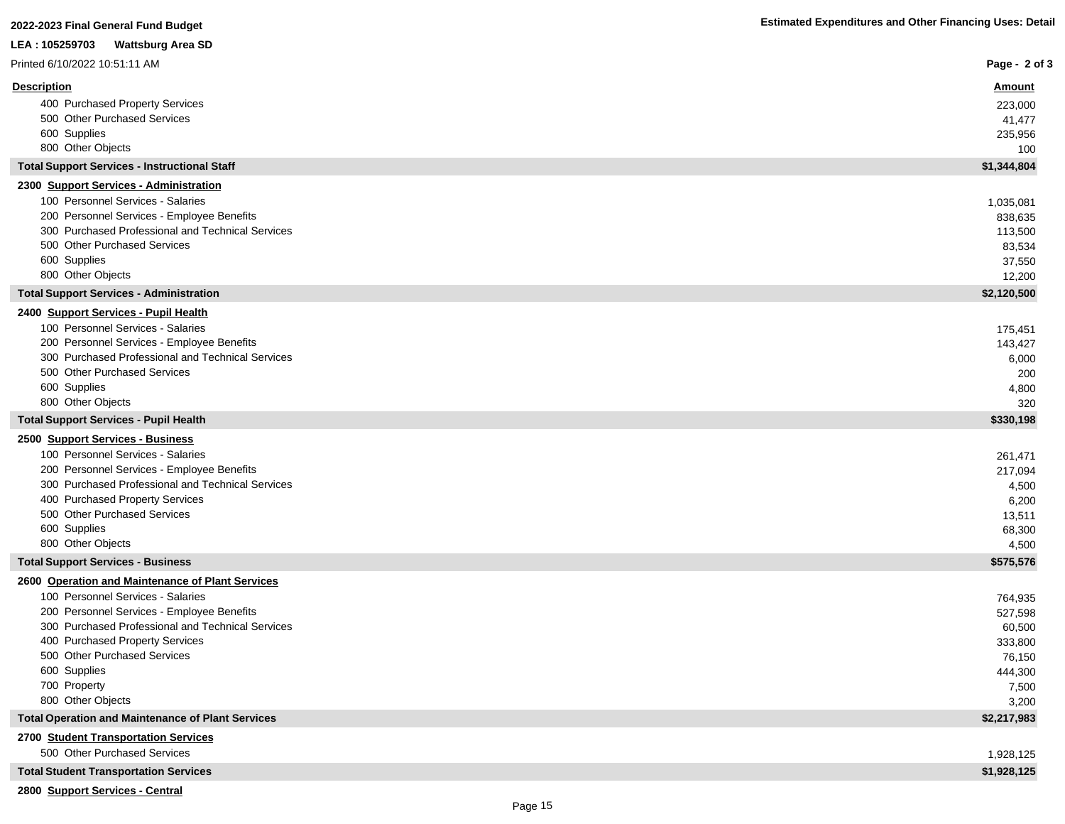| Description | Amount |
|---|---|
| 400 Purchased Property Services | 223,000 |
| 500 Other Purchased Services | 41,477 |
| 600 Supplies | 235,956 |
| 800 Other Objects | 100 |
| **Total Support Services - Instructional Staff** | **$1,344,804** |
| **2300 Support Services - Administration** | |
| 100 Personnel Services - Salaries | 1,035,081 |
| 200 Personnel Services - Employee Benefits | 838,635 |
| 300 Purchased Professional and Technical Services | 113,500 |
| 500 Other Purchased Services | 83,534 |
| 600 Supplies | 37,550 |
| 800 Other Objects | 12,200 |
| **Total Support Services - Administration** | **$2,120,500** |
| **2400 Support Services - Pupil Health** | |
| 100 Personnel Services - Salaries | 175,451 |
| 200 Personnel Services - Employee Benefits | 143,427 |
| 300 Purchased Professional and Technical Services | 6,000 |
| 500 Other Purchased Services | 200 |
| 600 Supplies | 4,800 |
| 800 Other Objects | 320 |
| **Total Support Services - Pupil Health** | **$330,198** |
| **2500 Support Services - Business** | |
| 100 Personnel Services - Salaries | 261,471 |
| 200 Personnel Services - Employee Benefits | 217,094 |
| 300 Purchased Professional and Technical Services | 4,500 |
| 400 Purchased Property Services | 6,200 |
| 500 Other Purchased Services | 13,511 |
| 600 Supplies | 68,300 |
| 800 Other Objects | 4,500 |
| **Total Support Services - Business** | **$575,576** |
| **2600 Operation and Maintenance of Plant Services** | |
| 100 Personnel Services - Salaries | 764,935 |
| 200 Personnel Services - Employee Benefits | 527,598 |
| 300 Purchased Professional and Technical Services | 60,500 |
| 400 Purchased Property Services | 333,800 |
| 500 Other Purchased Services | 76,150 |
| 600 Supplies | 444,300 |
| 700 Property | 7,500 |
| 800 Other Objects | 3,200 |
| **Total Operation and Maintenance of Plant Services** | **$2,217,983** |
| **2700 Student Transportation Services** | |
| 500 Other Purchased Services | 1,928,125 |
| **Total Student Transportation Services** | **$1,928,125** |
| **2800 Support Services - Central** | |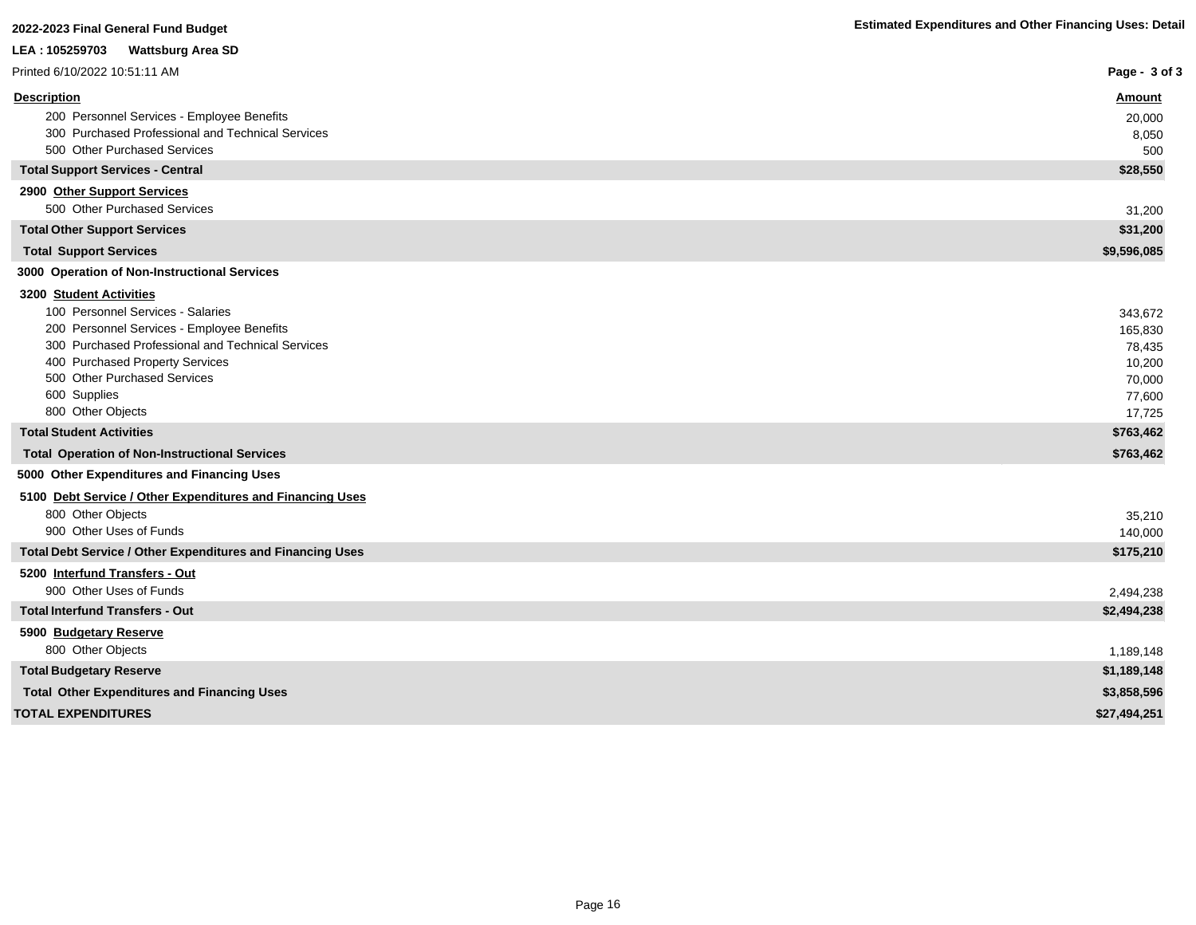**2022-2023 Final General Fund Budget**

**Estimated Expenditures and Other Financing Uses: Detail**

**LEA : 105259703 Wattsburg Area SD**

Printed 6/10/2022 10:51:11 AM

| Description | Amount |
|---|---|
| 200 Personnel Services - Employee Benefits | 20,000 |
| 300 Purchased Professional and Technical Services | 8,050 |
| 500 Other Purchased Services | 500 |
| **Total Support Services - Central** | **$28,550** |
| **2900 Other Support Services** | |
| 500 Other Purchased Services | 31,200 |
| **Total Other Support Services** | **$31,200** |
| **Total Support Services** | **$9,596,085** |
| **3000 Operation of Non-Instructional Services** | |
| **3200 Student Activities** | |
| 100 Personnel Services - Salaries | 343,672 |
| 200 Personnel Services - Employee Benefits | 165,830 |
| 300 Purchased Professional and Technical Services | 78,435 |
| 400 Purchased Property Services | 10,200 |
| 500 Other Purchased Services | 70,000 |
| 600 Supplies | 77,600 |
| 800 Other Objects | 17,725 |
| **Total Student Activities** | **$763,462** |
| **Total Operation of Non-Instructional Services** | **$763,462** |
| **5000 Other Expenditures and Financing Uses** | |
| **5100 Debt Service / Other Expenditures and Financing Uses** | |
| 800 Other Objects | 35,210 |
| 900 Other Uses of Funds | 140,000 |
| **Total Debt Service / Other Expenditures and Financing Uses** | **$175,210** |
| **5200 Interfund Transfers - Out** | |
| 900 Other Uses of Funds | 2,494,238 |
| **Total Interfund Transfers - Out** | **$2,494,238** |
| **5900 Budgetary Reserve** | |
| 800 Other Objects | 1,189,148 |
| **Total Budgetary Reserve** | **$1,189,148** |
| **Total Other Expenditures and Financing Uses** | **$3,858,596** |
| **TOTAL EXPENDITURES** | **$27,494,251** |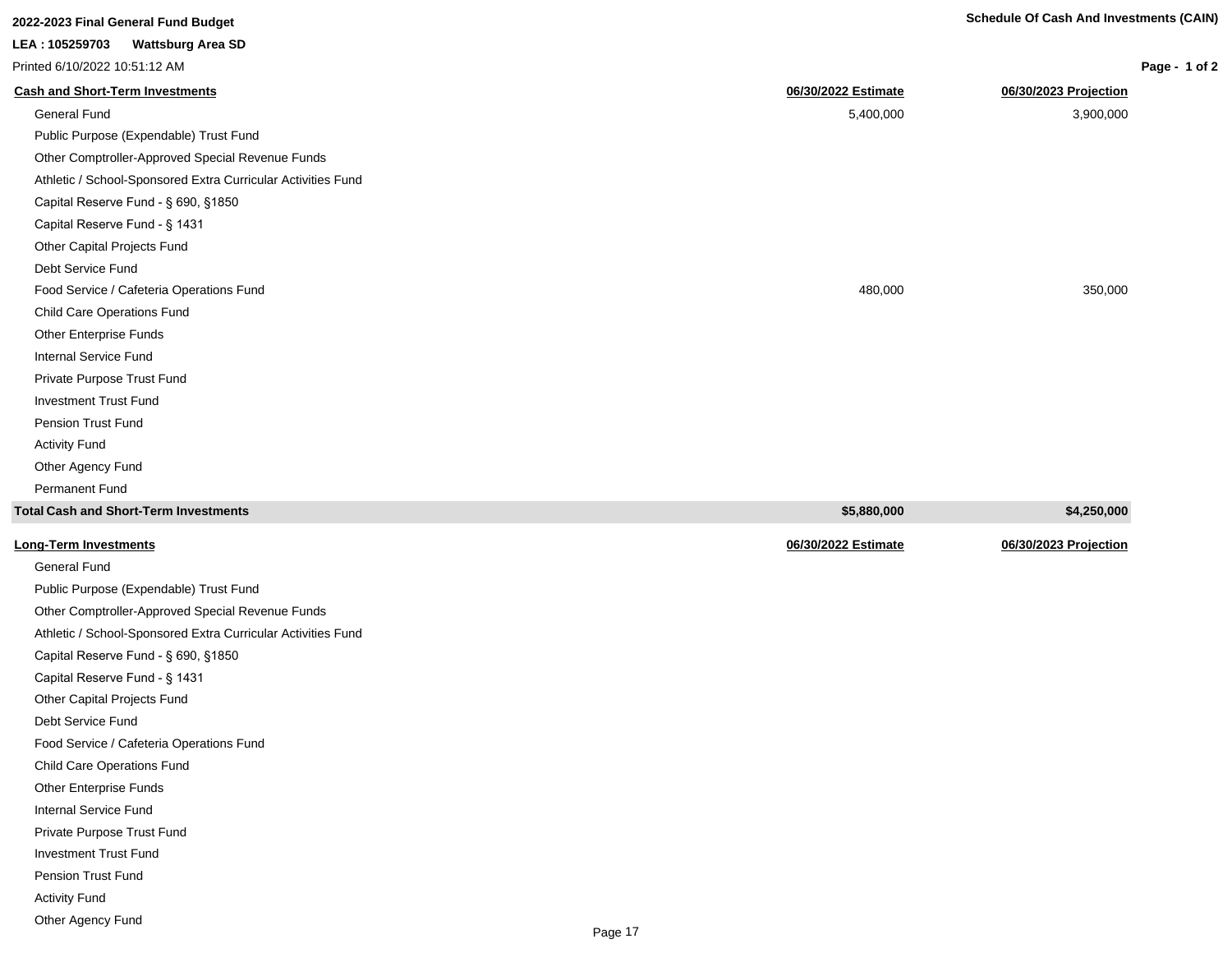**2022-2023 Final General Fund Budget**

**LEA : 105259703 Wattsburg Area SD**

Printed 6/10/2022 10:51:12 AM

**Schedule Of Cash And Investments (CAIN)**

| Cash and Short-Term Investments | 06/30/2022 Estimate | 06/30/2023 Projection |
|---|---|---|
| General Fund | 5,400,000 | 3,900,000 |
| Public Purpose (Expendable) Trust Fund | | |
| Other Comptroller-Approved Special Revenue Funds | | |
| Athletic / School-Sponsored Extra Curricular Activities Fund | | |
| Capital Reserve Fund - § 690, §1850 | | |
| Capital Reserve Fund - § 1431 | | |
| Other Capital Projects Fund | | |
| Debt Service Fund | | |
| Food Service / Cafeteria Operations Fund | 480,000 | 350,000 |
| Child Care Operations Fund | | |
| Other Enterprise Funds | | |
| Internal Service Fund | | |
| Private Purpose Trust Fund | | |
| Investment Trust Fund | | |
| Pension Trust Fund | | |
| Activity Fund | | |
| Other Agency Fund | | |
| Permanent Fund | | |
| **Total Cash and Short-Term Investments** | **$5,880,000** | **$4,250,000** |

| Long-Term Investments | 06/30/2022 Estimate | 06/30/2023 Projection |
|---|---|---|
| General Fund | | |
| Public Purpose (Expendable) Trust Fund | | |
| Other Comptroller-Approved Special Revenue Funds | | |
| Athletic / School-Sponsored Extra Curricular Activities Fund | | |
| Capital Reserve Fund - § 690, §1850 | | |
| Capital Reserve Fund - § 1431 | | |
| Other Capital Projects Fund | | |
| Debt Service Fund | | |
| Food Service / Cafeteria Operations Fund | | |
| Child Care Operations Fund | | |
| Other Enterprise Funds | | |
| Internal Service Fund | | |
| Private Purpose Trust Fund | | |
| Investment Trust Fund | | |
| Pension Trust Fund | | |
| Activity Fund | | |
| Other Agency Fund | | |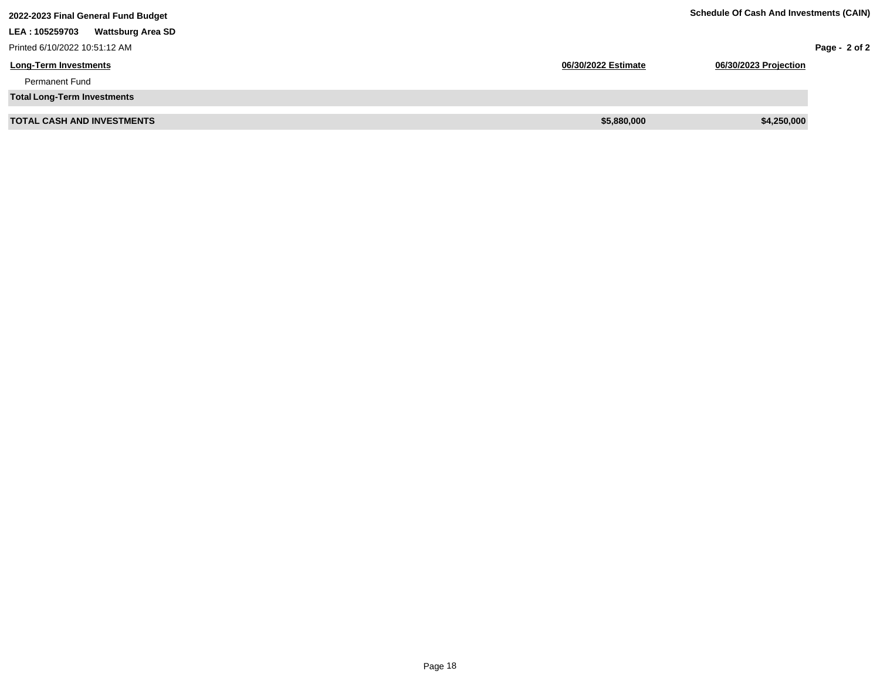| Long-Term Investments | 06/30/2022 Estimate | 06/30/2023 Projection |
|---|---|---|
| Permanent Fund | | |
| **Total Long-Term Investments** | | |
| **TOTAL CASH AND INVESTMENTS** | **$5,880,000** | **$4,250,000** |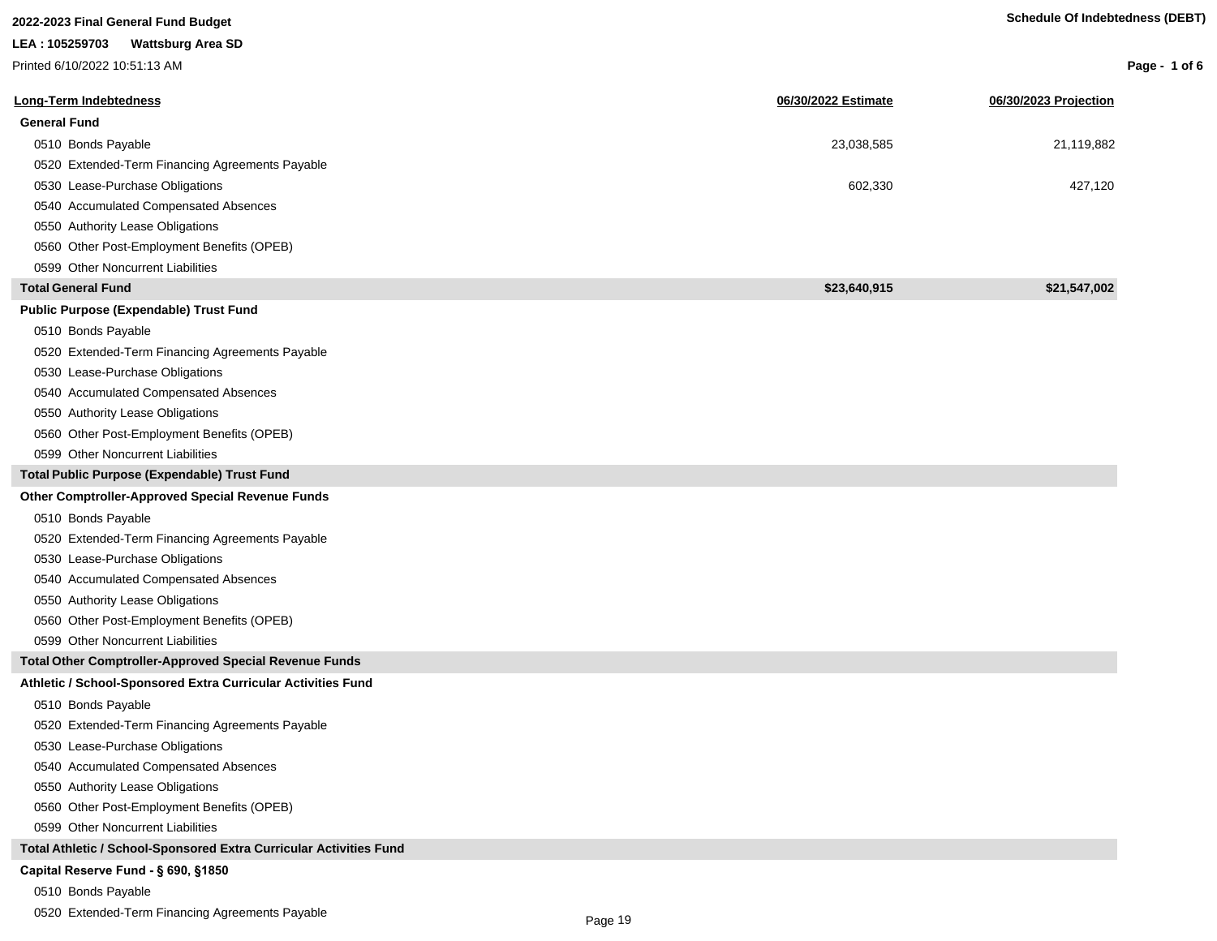**2022-2023 Final General Fund Budget**

**LEA : 105259703 Wattsburg Area SD**

Printed 6/10/2022 10:51:13 AM

**Schedule Of Indebtedness (DEBT)**

| Long-Term Indebtedness | 06/30/2022 Estimate | 06/30/2023 Projection |
|---|---|---|
| **General Fund** | | |
| 0510 Bonds Payable | 23,038,585 | 21,119,882 |
| 0520 Extended-Term Financing Agreements Payable | | |
| 0530 Lease-Purchase Obligations | 602,330 | 427,120 |
| 0540 Accumulated Compensated Absences | | |
| 0550 Authority Lease Obligations | | |
| 0560 Other Post-Employment Benefits (OPEB) | | |
| 0599 Other Noncurrent Liabilities | | |
| **Total General Fund** | **$23,640,915** | **$21,547,002** |
| **Public Purpose (Expendable) Trust Fund** | | |
| 0510 Bonds Payable | | |
| 0520 Extended-Term Financing Agreements Payable | | |
| 0530 Lease-Purchase Obligations | | |
| 0540 Accumulated Compensated Absences | | |
| 0550 Authority Lease Obligations | | |
| 0560 Other Post-Employment Benefits (OPEB) | | |
| 0599 Other Noncurrent Liabilities | | |
| **Total Public Purpose (Expendable) Trust Fund** | | |
| **Other Comptroller-Approved Special Revenue Funds** | | |
| 0510 Bonds Payable | | |
| 0520 Extended-Term Financing Agreements Payable | | |
| 0530 Lease-Purchase Obligations | | |
| 0540 Accumulated Compensated Absences | | |
| 0550 Authority Lease Obligations | | |
| 0560 Other Post-Employment Benefits (OPEB) | | |
| 0599 Other Noncurrent Liabilities | | |
| **Total Other Comptroller-Approved Special Revenue Funds** | | |
| **Athletic / School-Sponsored Extra Curricular Activities Fund** | | |
| 0510 Bonds Payable | | |
| 0520 Extended-Term Financing Agreements Payable | | |
| 0530 Lease-Purchase Obligations | | |
| 0540 Accumulated Compensated Absences | | |
| 0550 Authority Lease Obligations | | |
| 0560 Other Post-Employment Benefits (OPEB) | | |
| 0599 Other Noncurrent Liabilities | | |
| **Total Athletic / School-Sponsored Extra Curricular Activities Fund** | | |
| **Capital Reserve Fund - § 690, §1850** | | |
| 0510 Bonds Payable | | |
| 0520 Extended-Term Financing Agreements Payable | | |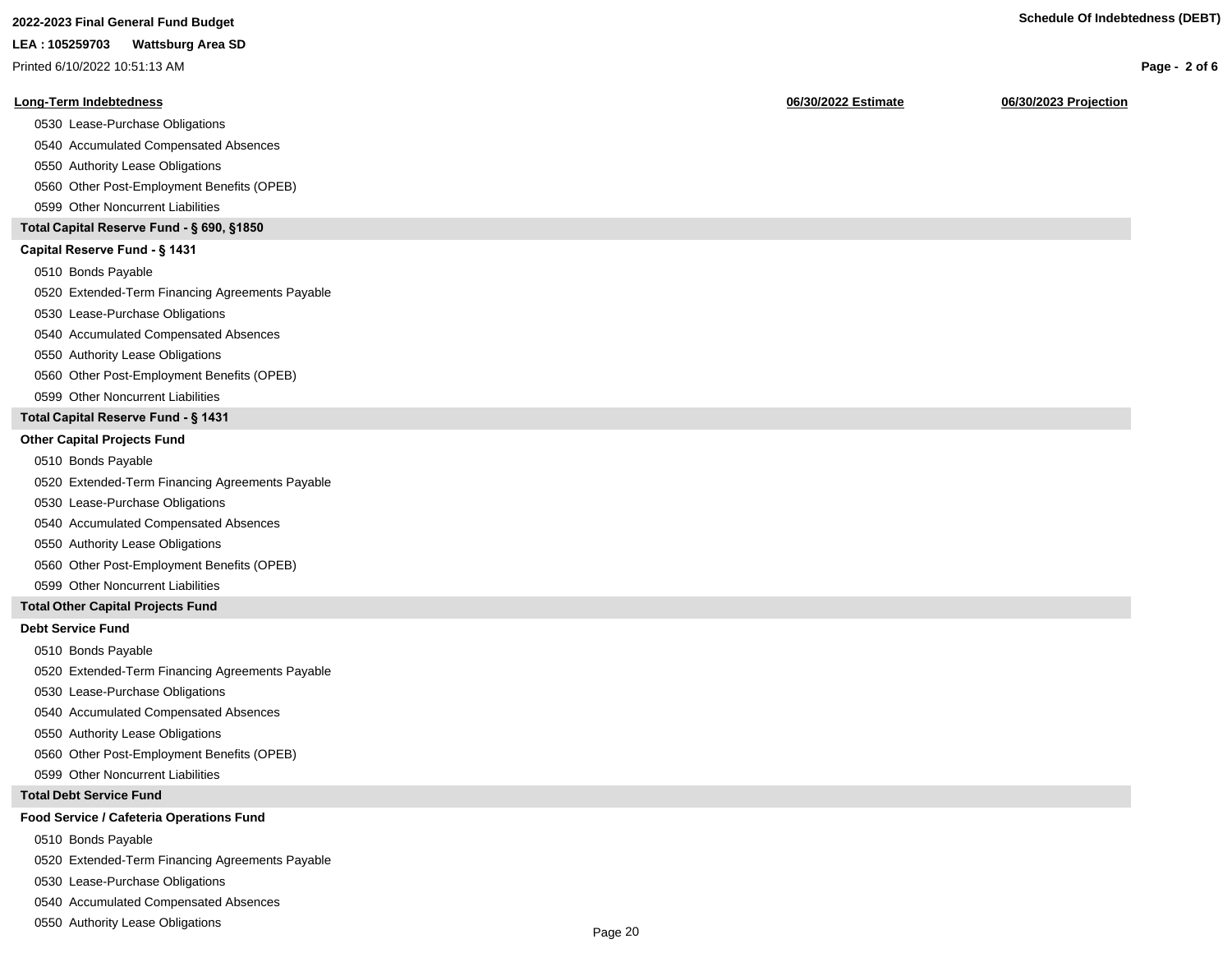| Long-Term Indebtedness | 06/30/2022 Estimate | 06/30/2023 Projection |
|---|---|---|
| 0530 Lease-Purchase Obligations | | |
| 0540 Accumulated Compensated Absences | | |
| 0550 Authority Lease Obligations | | |
| 0560 Other Post-Employment Benefits (OPEB) | | |
| 0599 Other Noncurrent Liabilities | | |
| **Total Capital Reserve Fund - § 690, §1850** | | |
| **Capital Reserve Fund - § 1431** | | |
| 0510 Bonds Payable | | |
| 0520 Extended-Term Financing Agreements Payable | | |
| 0530 Lease-Purchase Obligations | | |
| 0540 Accumulated Compensated Absences | | |
| 0550 Authority Lease Obligations | | |
| 0560 Other Post-Employment Benefits (OPEB) | | |
| 0599 Other Noncurrent Liabilities | | |
| **Total Capital Reserve Fund - § 1431** | | |
| **Other Capital Projects Fund** | | |
| 0510 Bonds Payable | | |
| 0520 Extended-Term Financing Agreements Payable | | |
| 0530 Lease-Purchase Obligations | | |
| 0540 Accumulated Compensated Absences | | |
| 0550 Authority Lease Obligations | | |
| 0560 Other Post-Employment Benefits (OPEB) | | |
| 0599 Other Noncurrent Liabilities | | |
| **Total Other Capital Projects Fund** | | |
| **Debt Service Fund** | | |
| 0510 Bonds Payable | | |
| 0520 Extended-Term Financing Agreements Payable | | |
| 0530 Lease-Purchase Obligations | | |
| 0540 Accumulated Compensated Absences | | |
| 0550 Authority Lease Obligations | | |
| 0560 Other Post-Employment Benefits (OPEB) | | |
| 0599 Other Noncurrent Liabilities | | |
| **Total Debt Service Fund** | | |
| **Food Service / Cafeteria Operations Fund** | | |
| 0510 Bonds Payable | | |
| 0520 Extended-Term Financing Agreements Payable | | |
| 0530 Lease-Purchase Obligations | | |
| 0540 Accumulated Compensated Absences | | |
| 0550 Authority Lease Obligations | | |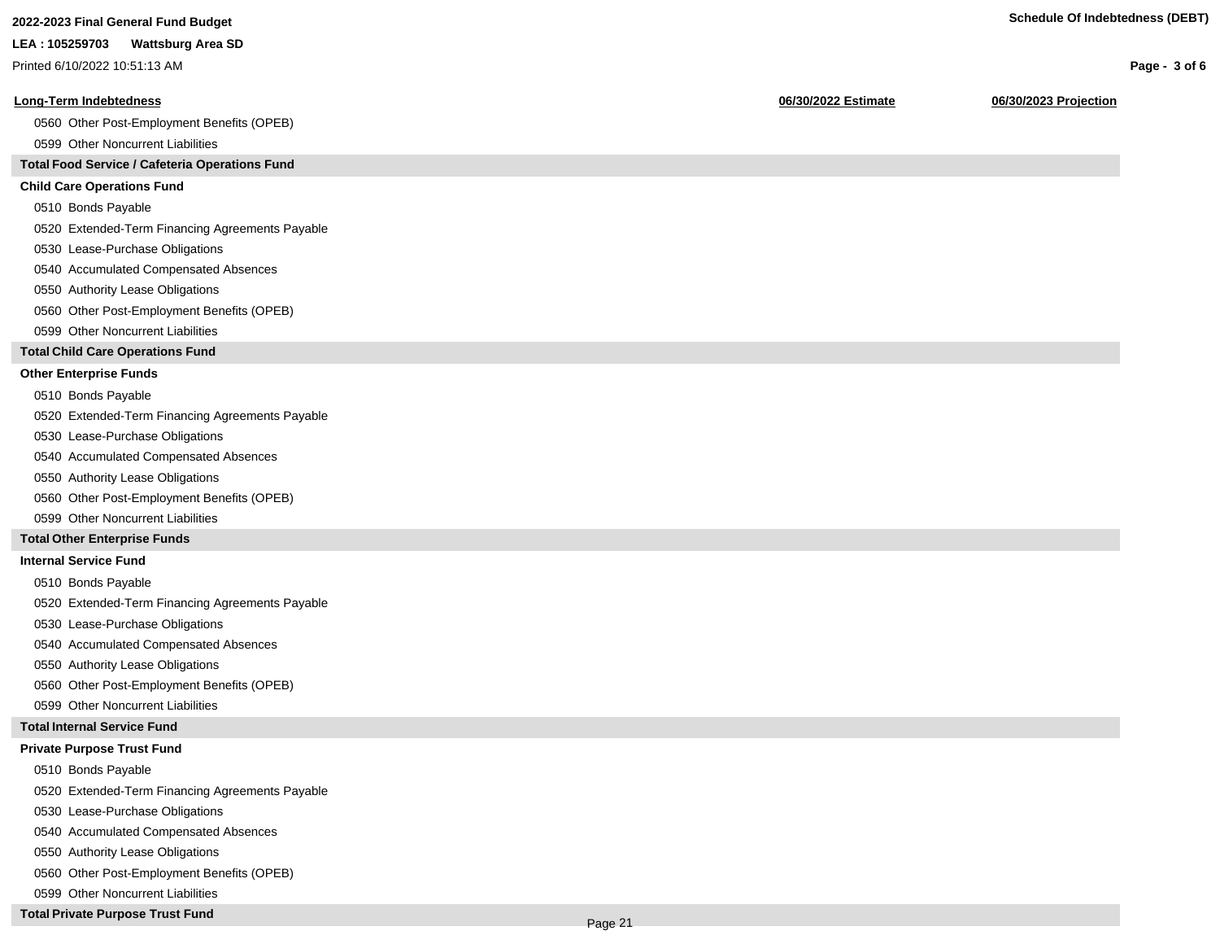## 2022-2023 Final General Fund Budget

**LEA : 105259703 Wattsburg Area SD**

Printed 6/10/2022 10:51:13 AM

**Schedule Of Indebtedness (DEBT)**

| Long-Term Indebtedness | 06/30/2022 Estimate | 06/30/2023 Projection |
|---|---|---|
| 0560 Other Post-Employment Benefits (OPEB) | | |
| 0599 Other Noncurrent Liabilities | | |
| **Total Food Service / Cafeteria Operations Fund** | | |
| **Child Care Operations Fund** | | |
| 0510 Bonds Payable | | |
| 0520 Extended-Term Financing Agreements Payable | | |
| 0530 Lease-Purchase Obligations | | |
| 0540 Accumulated Compensated Absences | | |
| 0550 Authority Lease Obligations | | |
| 0560 Other Post-Employment Benefits (OPEB) | | |
| 0599 Other Noncurrent Liabilities | | |
| **Total Child Care Operations Fund** | | |
| **Other Enterprise Funds** | | |
| 0510 Bonds Payable | | |
| 0520 Extended-Term Financing Agreements Payable | | |
| 0530 Lease-Purchase Obligations | | |
| 0540 Accumulated Compensated Absences | | |
| 0550 Authority Lease Obligations | | |
| 0560 Other Post-Employment Benefits (OPEB) | | |
| 0599 Other Noncurrent Liabilities | | |
| **Total Other Enterprise Funds** | | |
| **Internal Service Fund** | | |
| 0510 Bonds Payable | | |
| 0520 Extended-Term Financing Agreements Payable | | |
| 0530 Lease-Purchase Obligations | | |
| 0540 Accumulated Compensated Absences | | |
| 0550 Authority Lease Obligations | | |
| 0560 Other Post-Employment Benefits (OPEB) | | |
| 0599 Other Noncurrent Liabilities | | |
| **Total Internal Service Fund** | | |
| **Private Purpose Trust Fund** | | |
| 0510 Bonds Payable | | |
| 0520 Extended-Term Financing Agreements Payable | | |
| 0530 Lease-Purchase Obligations | | |
| 0540 Accumulated Compensated Absences | | |
| 0550 Authority Lease Obligations | | |
| 0560 Other Post-Employment Benefits (OPEB) | | |
| 0599 Other Noncurrent Liabilities | | |
| **Total Private Purpose Trust Fund** | | |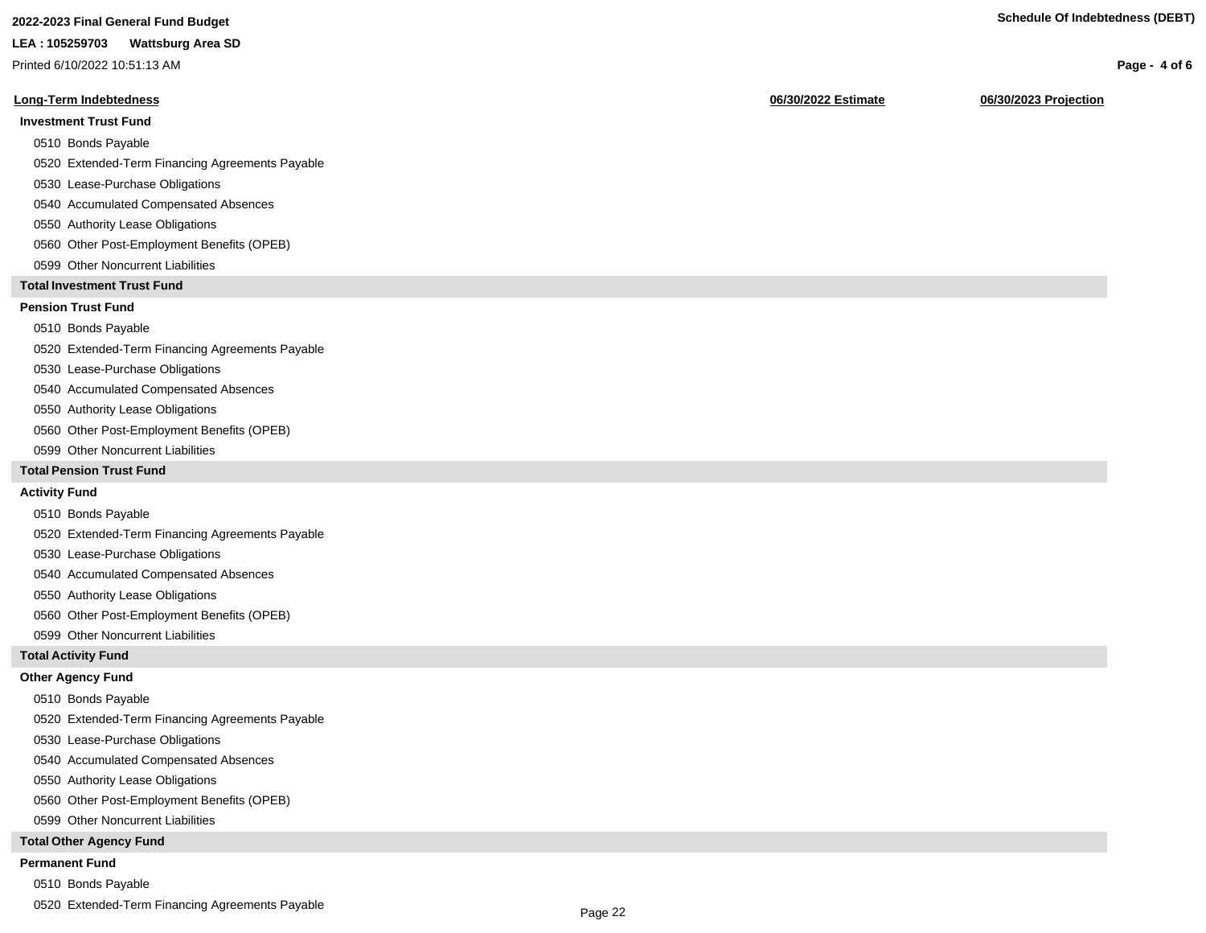**2022-2023 Final General Fund Budget**

**LEA : 105259703 Wattsburg Area SD**

Printed 6/10/2022 10:51:13 AM

**Schedule Of Indebtedness (DEBT)**

| Long-Term Indebtedness | 06/30/2022 Estimate | 06/30/2023 Projection |
|---|---|---|
| **Investment Trust Fund** | | |
| 0510 Bonds Payable | | |
| 0520 Extended-Term Financing Agreements Payable | | |
| 0530 Lease-Purchase Obligations | | |
| 0540 Accumulated Compensated Absences | | |
| 0550 Authority Lease Obligations | | |
| 0560 Other Post-Employment Benefits (OPEB) | | |
| 0599 Other Noncurrent Liabilities | | |
| **Total Investment Trust Fund** | | |
| **Pension Trust Fund** | | |
| 0510 Bonds Payable | | |
| 0520 Extended-Term Financing Agreements Payable | | |
| 0530 Lease-Purchase Obligations | | |
| 0540 Accumulated Compensated Absences | | |
| 0550 Authority Lease Obligations | | |
| 0560 Other Post-Employment Benefits (OPEB) | | |
| 0599 Other Noncurrent Liabilities | | |
| **Total Pension Trust Fund** | | |
| **Activity Fund** | | |
| 0510 Bonds Payable | | |
| 0520 Extended-Term Financing Agreements Payable | | |
| 0530 Lease-Purchase Obligations | | |
| 0540 Accumulated Compensated Absences | | |
| 0550 Authority Lease Obligations | | |
| 0560 Other Post-Employment Benefits (OPEB) | | |
| 0599 Other Noncurrent Liabilities | | |
| **Total Activity Fund** | | |
| **Other Agency Fund** | | |
| 0510 Bonds Payable | | |
| 0520 Extended-Term Financing Agreements Payable | | |
| 0530 Lease-Purchase Obligations | | |
| 0540 Accumulated Compensated Absences | | |
| 0550 Authority Lease Obligations | | |
| 0560 Other Post-Employment Benefits (OPEB) | | |
| 0599 Other Noncurrent Liabilities | | |
| **Total Other Agency Fund** | | |
| **Permanent Fund** | | |
| 0510 Bonds Payable | | |
| 0520 Extended-Term Financing Agreements Payable | | |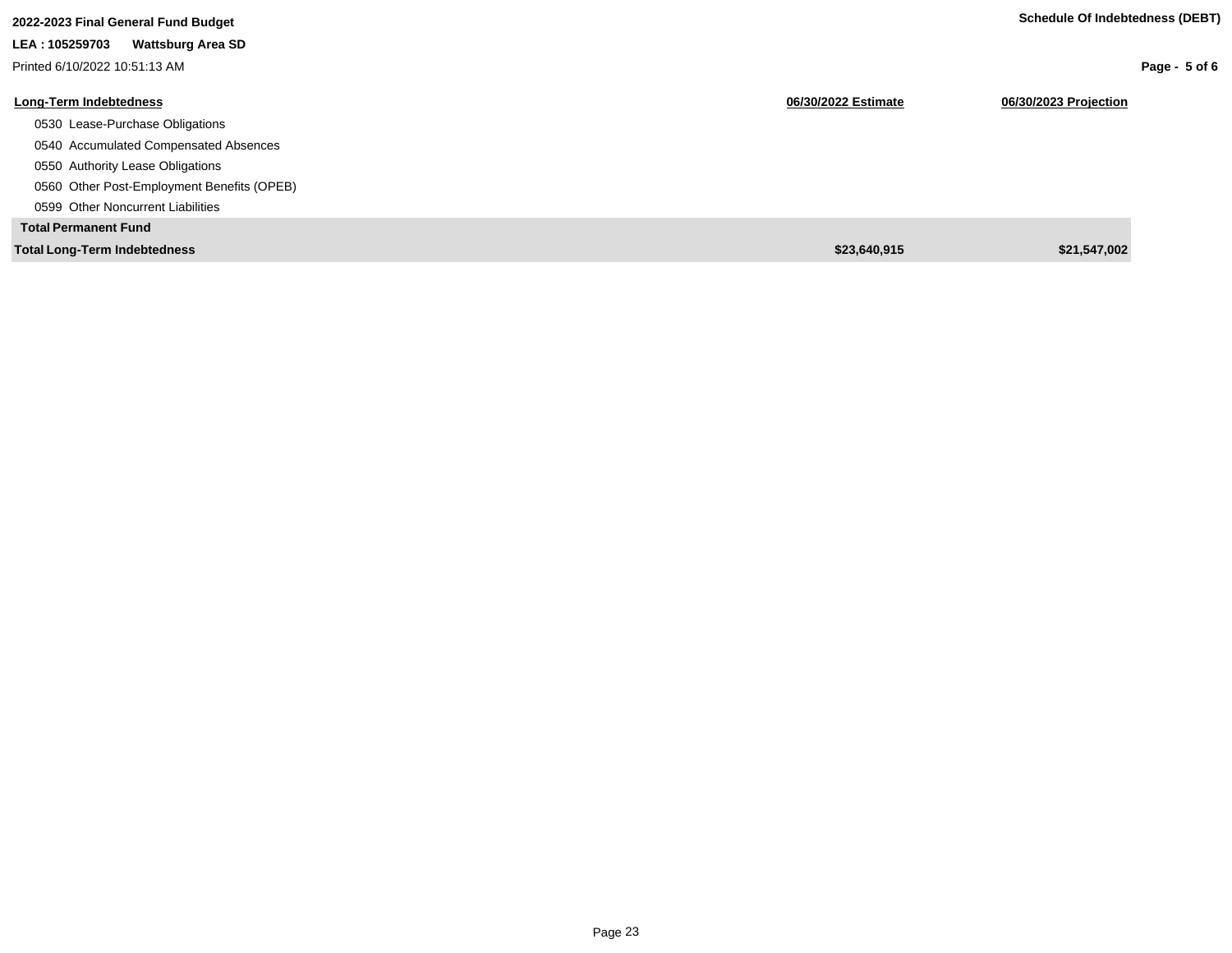**2022-2023 Final General Fund Budget**

**LEA : 105259703 Wattsburg Area SD**

Printed 6/10/2022 10:51:13 AM

**Schedule Of Indebtedness (DEBT)**

| Long-Term Indebtedness | 06/30/2022 Estimate | 06/30/2023 Projection |
|---|---|---|
| 0530 Lease-Purchase Obligations | | |
| 0540 Accumulated Compensated Absences | | |
| 0550 Authority Lease Obligations | | |
| 0560 Other Post-Employment Benefits (OPEB) | | |
| 0599 Other Noncurrent Liabilities | | |
| **Total Permanent Fund** | | |
| **Total Long-Term Indebtedness** | **$23,640,915** | **$21,547,002** |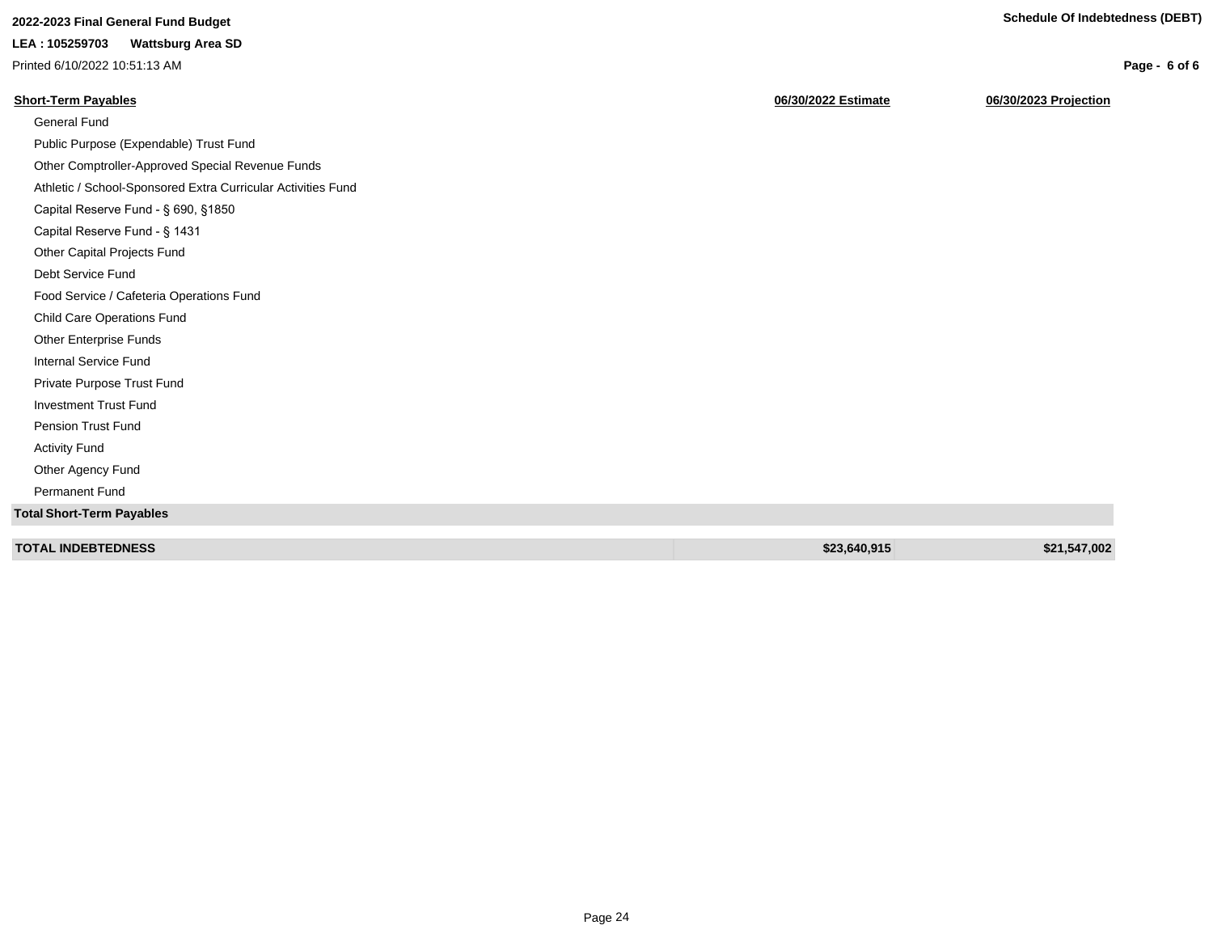**2022-2023 Final General Fund Budget**

**LEA : 105259703 Wattsburg Area SD**

Printed 6/10/2022 10:51:13 AM

**Schedule Of Indebtedness (DEBT)**

| **Short-Term Payables** | **06/30/2022 Estimate** | **06/30/2023 Projection** |
|---|---|---|
| General Fund | | |
| Public Purpose (Expendable) Trust Fund | | |
| Other Comptroller-Approved Special Revenue Funds | | |
| Athletic / School-Sponsored Extra Curricular Activities Fund | | |
| Capital Reserve Fund - § 690, §1850 | | |
| Capital Reserve Fund - § 1431 | | |
| Other Capital Projects Fund | | |
| Debt Service Fund | | |
| Food Service / Cafeteria Operations Fund | | |
| Child Care Operations Fund | | |
| Other Enterprise Funds | | |
| Internal Service Fund | | |
| Private Purpose Trust Fund | | |
| Investment Trust Fund | | |
| Pension Trust Fund | | |
| Activity Fund | | |
| Other Agency Fund | | |
| Permanent Fund | | |
| **Total Short-Term Payables** | | |
| **TOTAL INDEBTEDNESS** | **$23,640,915** | **$21,547,002** |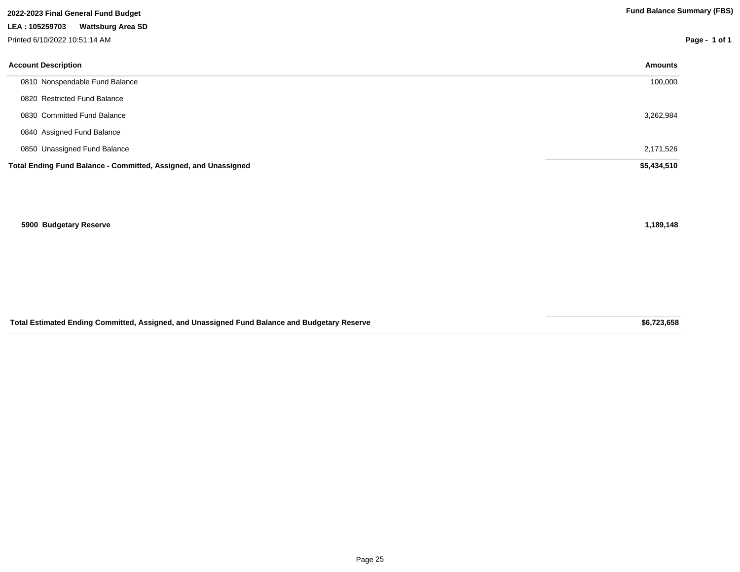**2022-2023 Final General Fund Budget**

**Fund Balance Summary (FBS)**

**LEA : 105259703 Wattsburg Area SD**

Printed 6/10/2022 10:51:14 AM

| Account Description | Amounts |
|---|---|
| 0810 Nonspendable Fund Balance | 100,000 |
| 0820 Restricted Fund Balance | |
| 0830 Committed Fund Balance | 3,262,984 |
| 0840 Assigned Fund Balance | |
| 0850 Unassigned Fund Balance | 2,171,526 |
| **Total Ending Fund Balance - Committed, Assigned, and Unassigned** | **$5,434,510** |
| **5900 Budgetary Reserve** | **1,189,148** |
| **Total Estimated Ending Committed, Assigned, and Unassigned Fund Balance and Budgetary Reserve** | **$6,723,658** |